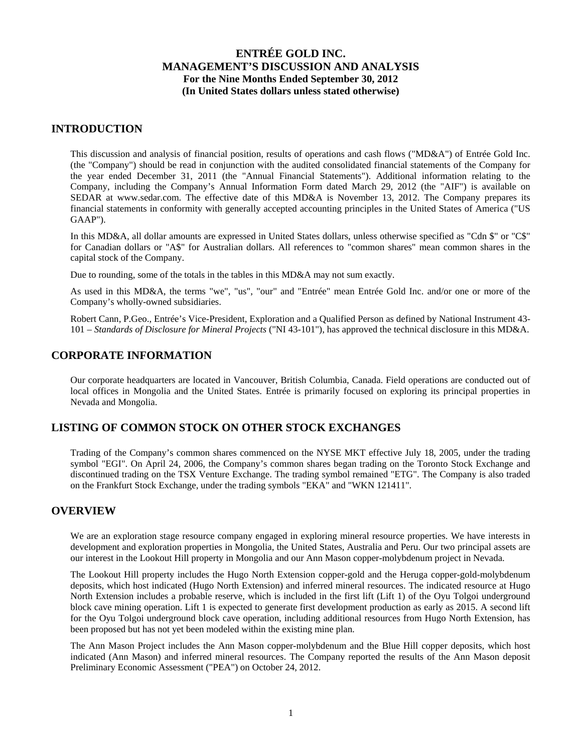# ENTRÉE GOLD INC.
# MANAGEMENT'S DISCUSSION AND ANALYSIS
### For the Nine Months Ended September 30, 2012
### (In United States dollars unless stated otherwise)

## INTRODUCTION

This discussion and analysis of financial position, results of operations and cash flows ("MD&A") of Entrée Gold Inc. (the "Company") should be read in conjunction with the audited consolidated financial statements of the Company for the year ended December 31, 2011 (the "Annual Financial Statements"). Additional information relating to the Company, including the Company's Annual Information Form dated March 29, 2012 (the "AIF") is available on SEDAR at www.sedar.com. The effective date of this MD&A is November 13, 2012. The Company prepares its financial statements in conformity with generally accepted accounting principles in the United States of America ("US GAAP").

In this MD&A, all dollar amounts are expressed in United States dollars, unless otherwise specified as "Cdn $" or "C$" for Canadian dollars or "A$" for Australian dollars. All references to "common shares" mean common shares in the capital stock of the Company.

Due to rounding, some of the totals in the tables in this MD&A may not sum exactly.

As used in this MD&A, the terms "we", "us", "our" and "Entrée" mean Entrée Gold Inc. and/or one or more of the Company's wholly-owned subsidiaries.

Robert Cann, P.Geo., Entrée's Vice-President, Exploration and a Qualified Person as defined by National Instrument 43-101 – *Standards of Disclosure for Mineral Projects* ("NI 43-101"), has approved the technical disclosure in this MD&A.

## CORPORATE INFORMATION

Our corporate headquarters are located in Vancouver, British Columbia, Canada. Field operations are conducted out of local offices in Mongolia and the United States. Entrée is primarily focused on exploring its principal properties in Nevada and Mongolia.

## LISTING OF COMMON STOCK ON OTHER STOCK EXCHANGES

Trading of the Company's common shares commenced on the NYSE MKT effective July 18, 2005, under the trading symbol "EGI". On April 24, 2006, the Company's common shares began trading on the Toronto Stock Exchange and discontinued trading on the TSX Venture Exchange. The trading symbol remained "ETG". The Company is also traded on the Frankfurt Stock Exchange, under the trading symbols "EKA" and "WKN 121411".

## OVERVIEW

We are an exploration stage resource company engaged in exploring mineral resource properties. We have interests in development and exploration properties in Mongolia, the United States, Australia and Peru. Our two principal assets are our interest in the Lookout Hill property in Mongolia and our Ann Mason copper-molybdenum project in Nevada.

The Lookout Hill property includes the Hugo North Extension copper-gold and the Heruga copper-gold-molybdenum deposits, which host indicated (Hugo North Extension) and inferred mineral resources. The indicated resource at Hugo North Extension includes a probable reserve, which is included in the first lift (Lift 1) of the Oyu Tolgoi underground block cave mining operation. Lift 1 is expected to generate first development production as early as 2015. A second lift for the Oyu Tolgoi underground block cave operation, including additional resources from Hugo North Extension, has been proposed but has not yet been modeled within the existing mine plan.

The Ann Mason Project includes the Ann Mason copper-molybdenum and the Blue Hill copper deposits, which host indicated (Ann Mason) and inferred mineral resources. The Company reported the results of the Ann Mason deposit Preliminary Economic Assessment ("PEA") on October 24, 2012.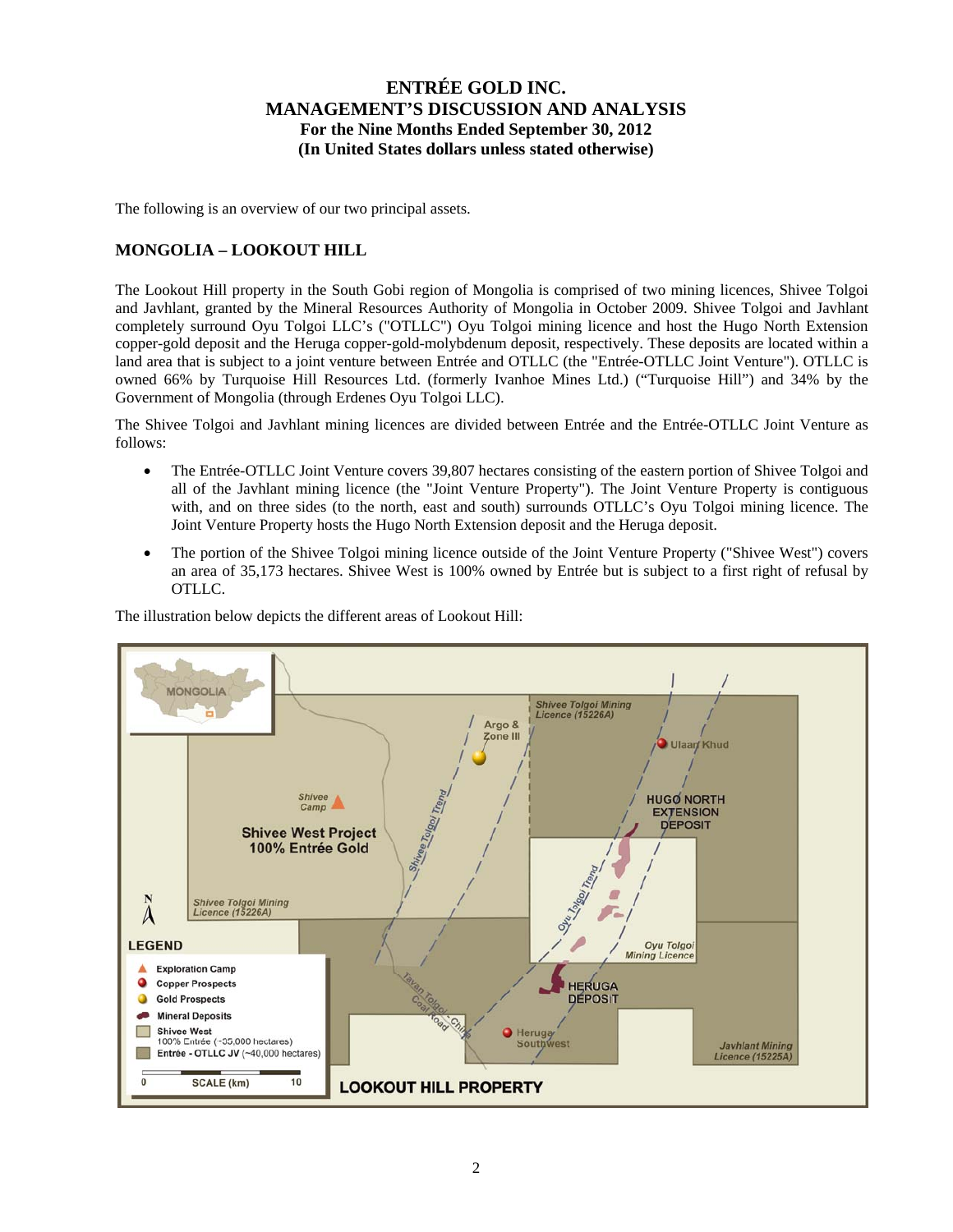The following is an overview of our two principal assets.

## MONGOLIA – LOOKOUT HILL

The Lookout Hill property in the South Gobi region of Mongolia is comprised of two mining licences, Shivee Tolgoi and Javhlant, granted by the Mineral Resources Authority of Mongolia in October 2009. Shivee Tolgoi and Javhlant completely surround Oyu Tolgoi LLC's ("OTLLC") Oyu Tolgoi mining licence and host the Hugo North Extension copper-gold deposit and the Heruga copper-gold-molybdenum deposit, respectively. These deposits are located within a land area that is subject to a joint venture between Entrée and OTLLC (the "Entrée-OTLLC Joint Venture"). OTLLC is owned 66% by Turquoise Hill Resources Ltd. (formerly Ivanhoe Mines Ltd.) ("Turquoise Hill") and 34% by the Government of Mongolia (through Erdenes Oyu Tolgoi LLC).

The Shivee Tolgoi and Javhlant mining licences are divided between Entrée and the Entrée-OTLLC Joint Venture as follows:

- The Entrée-OTLLC Joint Venture covers 39,807 hectares consisting of the eastern portion of Shivee Tolgoi and all of the Javhlant mining licence (the "Joint Venture Property"). The Joint Venture Property is contiguous with, and on three sides (to the north, east and south) surrounds OTLLC's Oyu Tolgoi mining licence. The Joint Venture Property hosts the Hugo North Extension deposit and the Heruga deposit.
- The portion of the Shivee Tolgoi mining licence outside of the Joint Venture Property ("Shivee West") covers an area of 35,173 hectares. Shivee West is 100% owned by Entrée but is subject to a first right of refusal by OTLLC.

The illustration below depicts the different areas of Lookout Hill: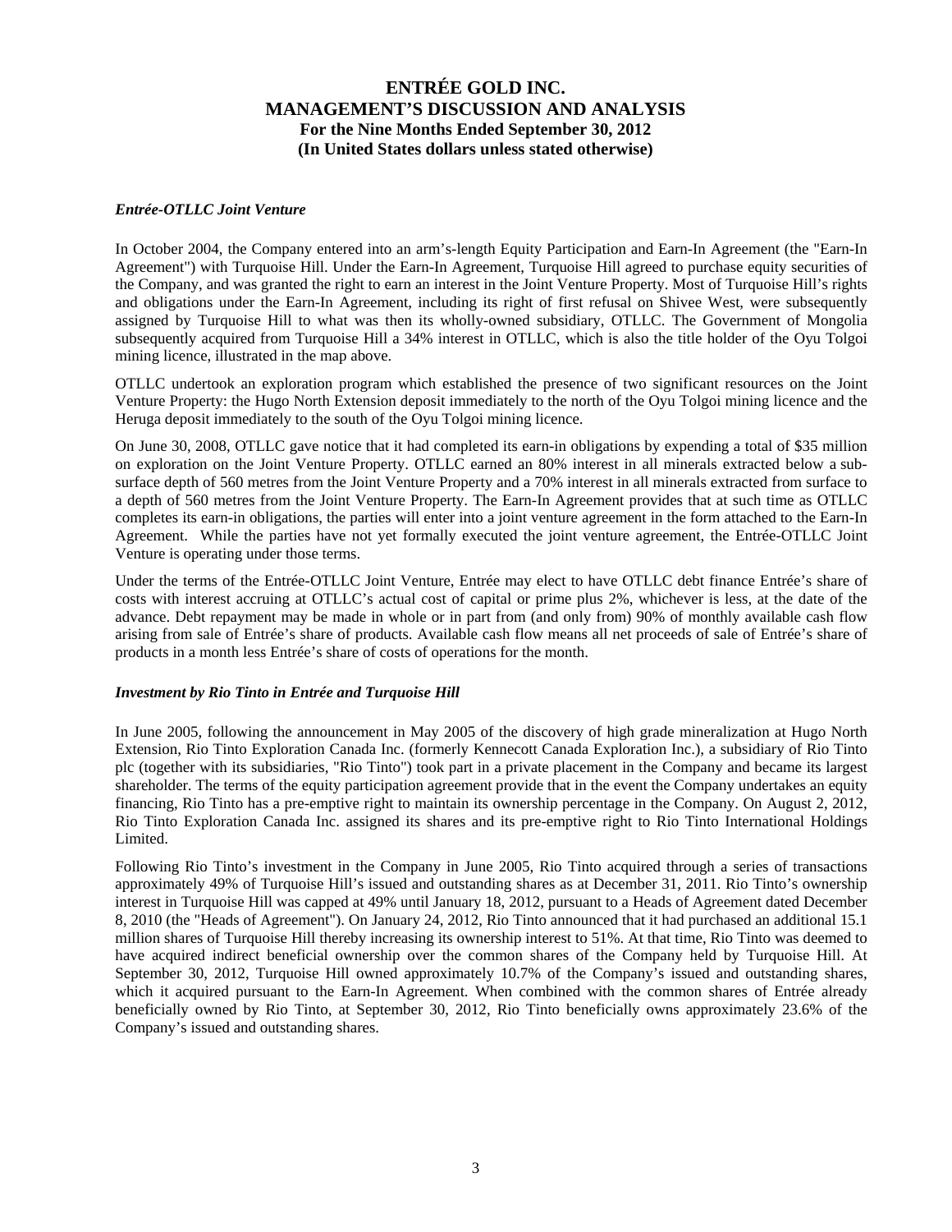### *Entrée-OTLLC Joint Venture*

In October 2004, the Company entered into an arm's-length Equity Participation and Earn-In Agreement (the "Earn-In Agreement") with Turquoise Hill. Under the Earn-In Agreement, Turquoise Hill agreed to purchase equity securities of the Company, and was granted the right to earn an interest in the Joint Venture Property. Most of Turquoise Hill's rights and obligations under the Earn-In Agreement, including its right of first refusal on Shivee West, were subsequently assigned by Turquoise Hill to what was then its wholly-owned subsidiary, OTLLC. The Government of Mongolia subsequently acquired from Turquoise Hill a 34% interest in OTLLC, which is also the title holder of the Oyu Tolgoi mining licence, illustrated in the map above.

OTLLC undertook an exploration program which established the presence of two significant resources on the Joint Venture Property: the Hugo North Extension deposit immediately to the north of the Oyu Tolgoi mining licence and the Heruga deposit immediately to the south of the Oyu Tolgoi mining licence.

On June 30, 2008, OTLLC gave notice that it had completed its earn-in obligations by expending a total of $35 million on exploration on the Joint Venture Property. OTLLC earned an 80% interest in all minerals extracted below a sub-surface depth of 560 metres from the Joint Venture Property and a 70% interest in all minerals extracted from surface to a depth of 560 metres from the Joint Venture Property. The Earn-In Agreement provides that at such time as OTLLC completes its earn-in obligations, the parties will enter into a joint venture agreement in the form attached to the Earn-In Agreement. While the parties have not yet formally executed the joint venture agreement, the Entrée-OTLLC Joint Venture is operating under those terms.

Under the terms of the Entrée-OTLLC Joint Venture, Entrée may elect to have OTLLC debt finance Entrée's share of costs with interest accruing at OTLLC's actual cost of capital or prime plus 2%, whichever is less, at the date of the advance. Debt repayment may be made in whole or in part from (and only from) 90% of monthly available cash flow arising from sale of Entrée's share of products. Available cash flow means all net proceeds of sale of Entrée's share of products in a month less Entrée's share of costs of operations for the month.

### *Investment by Rio Tinto in Entrée and Turquoise Hill*

In June 2005, following the announcement in May 2005 of the discovery of high grade mineralization at Hugo North Extension, Rio Tinto Exploration Canada Inc. (formerly Kennecott Canada Exploration Inc.), a subsidiary of Rio Tinto plc (together with its subsidiaries, "Rio Tinto") took part in a private placement in the Company and became its largest shareholder. The terms of the equity participation agreement provide that in the event the Company undertakes an equity financing, Rio Tinto has a pre-emptive right to maintain its ownership percentage in the Company. On August 2, 2012, Rio Tinto Exploration Canada Inc. assigned its shares and its pre-emptive right to Rio Tinto International Holdings Limited.

Following Rio Tinto's investment in the Company in June 2005, Rio Tinto acquired through a series of transactions approximately 49% of Turquoise Hill's issued and outstanding shares as at December 31, 2011. Rio Tinto's ownership interest in Turquoise Hill was capped at 49% until January 18, 2012, pursuant to a Heads of Agreement dated December 8, 2010 (the "Heads of Agreement"). On January 24, 2012, Rio Tinto announced that it had purchased an additional 15.1 million shares of Turquoise Hill thereby increasing its ownership interest to 51%. At that time, Rio Tinto was deemed to have acquired indirect beneficial ownership over the common shares of the Company held by Turquoise Hill. At September 30, 2012, Turquoise Hill owned approximately 10.7% of the Company's issued and outstanding shares, which it acquired pursuant to the Earn-In Agreement. When combined with the common shares of Entrée already beneficially owned by Rio Tinto, at September 30, 2012, Rio Tinto beneficially owns approximately 23.6% of the Company's issued and outstanding shares.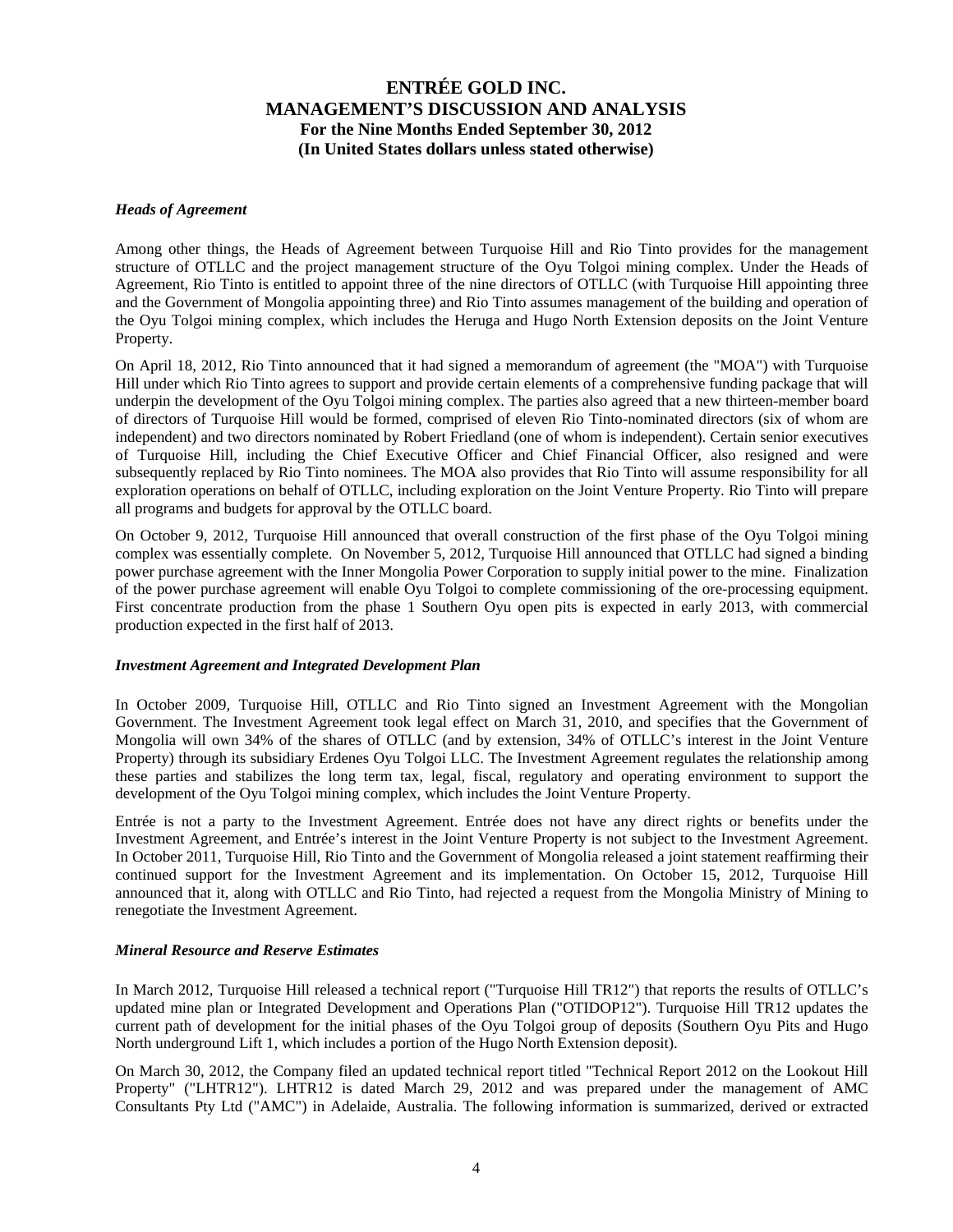### *Heads of Agreement*

Among other things, the Heads of Agreement between Turquoise Hill and Rio Tinto provides for the management structure of OTLLC and the project management structure of the Oyu Tolgoi mining complex. Under the Heads of Agreement, Rio Tinto is entitled to appoint three of the nine directors of OTLLC (with Turquoise Hill appointing three and the Government of Mongolia appointing three) and Rio Tinto assumes management of the building and operation of the Oyu Tolgoi mining complex, which includes the Heruga and Hugo North Extension deposits on the Joint Venture Property.

On April 18, 2012, Rio Tinto announced that it had signed a memorandum of agreement (the "MOA") with Turquoise Hill under which Rio Tinto agrees to support and provide certain elements of a comprehensive funding package that will underpin the development of the Oyu Tolgoi mining complex. The parties also agreed that a new thirteen-member board of directors of Turquoise Hill would be formed, comprised of eleven Rio Tinto-nominated directors (six of whom are independent) and two directors nominated by Robert Friedland (one of whom is independent). Certain senior executives of Turquoise Hill, including the Chief Executive Officer and Chief Financial Officer, also resigned and were subsequently replaced by Rio Tinto nominees. The MOA also provides that Rio Tinto will assume responsibility for all exploration operations on behalf of OTLLC, including exploration on the Joint Venture Property. Rio Tinto will prepare all programs and budgets for approval by the OTLLC board.

On October 9, 2012, Turquoise Hill announced that overall construction of the first phase of the Oyu Tolgoi mining complex was essentially complete. On November 5, 2012, Turquoise Hill announced that OTLLC had signed a binding power purchase agreement with the Inner Mongolia Power Corporation to supply initial power to the mine. Finalization of the power purchase agreement will enable Oyu Tolgoi to complete commissioning of the ore-processing equipment. First concentrate production from the phase 1 Southern Oyu open pits is expected in early 2013, with commercial production expected in the first half of 2013.

### *Investment Agreement and Integrated Development Plan*

In October 2009, Turquoise Hill, OTLLC and Rio Tinto signed an Investment Agreement with the Mongolian Government. The Investment Agreement took legal effect on March 31, 2010, and specifies that the Government of Mongolia will own 34% of the shares of OTLLC (and by extension, 34% of OTLLC's interest in the Joint Venture Property) through its subsidiary Erdenes Oyu Tolgoi LLC. The Investment Agreement regulates the relationship among these parties and stabilizes the long term tax, legal, fiscal, regulatory and operating environment to support the development of the Oyu Tolgoi mining complex, which includes the Joint Venture Property.

Entrée is not a party to the Investment Agreement. Entrée does not have any direct rights or benefits under the Investment Agreement, and Entrée's interest in the Joint Venture Property is not subject to the Investment Agreement. In October 2011, Turquoise Hill, Rio Tinto and the Government of Mongolia released a joint statement reaffirming their continued support for the Investment Agreement and its implementation. On October 15, 2012, Turquoise Hill announced that it, along with OTLLC and Rio Tinto, had rejected a request from the Mongolia Ministry of Mining to renegotiate the Investment Agreement.

### *Mineral Resource and Reserve Estimates*

In March 2012, Turquoise Hill released a technical report ("Turquoise Hill TR12") that reports the results of OTLLC's updated mine plan or Integrated Development and Operations Plan ("OTIDOP12"). Turquoise Hill TR12 updates the current path of development for the initial phases of the Oyu Tolgoi group of deposits (Southern Oyu Pits and Hugo North underground Lift 1, which includes a portion of the Hugo North Extension deposit).

On March 30, 2012, the Company filed an updated technical report titled "Technical Report 2012 on the Lookout Hill Property" ("LHTR12"). LHTR12 is dated March 29, 2012 and was prepared under the management of AMC Consultants Pty Ltd ("AMC") in Adelaide, Australia. The following information is summarized, derived or extracted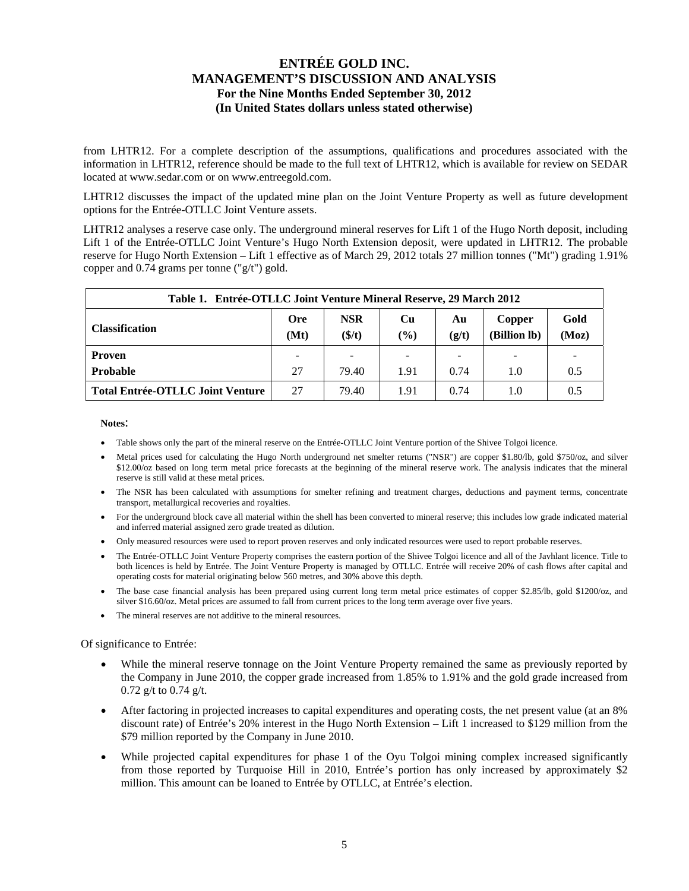from LHTR12. For a complete description of the assumptions, qualifications and procedures associated with the information in LHTR12, reference should be made to the full text of LHTR12, which is available for review on SEDAR located at www.sedar.com or on www.entreegold.com.

LHTR12 discusses the impact of the updated mine plan on the Joint Venture Property as well as future development options for the Entrée-OTLLC Joint Venture assets.

LHTR12 analyses a reserve case only. The underground mineral reserves for Lift 1 of the Hugo North deposit, including Lift 1 of the Entrée-OTLLC Joint Venture's Hugo North Extension deposit, were updated in LHTR12. The probable reserve for Hugo North Extension – Lift 1 effective as of March 29, 2012 totals 27 million tonnes ("Mt") grading 1.91% copper and 0.74 grams per tonne ("g/t") gold.

**Table 1. Entrée-OTLLC Joint Venture Mineral Reserve, 29 March 2012**

| Classification | Ore (Mt) | NSR ($/t) | Cu (%) | Au (g/t) | Copper (Billion lb) | Gold (Moz) |
|---|---|---|---|---|---|---|
| **Proven** | - | - | - | - | - | - |
| **Probable** | 27 | 79.40 | 1.91 | 0.74 | 1.0 | 0.5 |
| **Total Entrée-OTLLC Joint Venture** | 27 | 79.40 | 1.91 | 0.74 | 1.0 | 0.5 |

**Notes**:

- Table shows only the part of the mineral reserve on the Entrée-OTLLC Joint Venture portion of the Shivee Tolgoi licence.
- Metal prices used for calculating the Hugo North underground net smelter returns ("NSR") are copper $1.80/lb, gold $750/oz, and silver $12.00/oz based on long term metal price forecasts at the beginning of the mineral reserve work. The analysis indicates that the mineral reserve is still valid at these metal prices.
- The NSR has been calculated with assumptions for smelter refining and treatment charges, deductions and payment terms, concentrate transport, metallurgical recoveries and royalties.
- For the underground block cave all material within the shell has been converted to mineral reserve; this includes low grade indicated material and inferred material assigned zero grade treated as dilution.
- Only measured resources were used to report proven reserves and only indicated resources were used to report probable reserves.
- The Entrée-OTLLC Joint Venture Property comprises the eastern portion of the Shivee Tolgoi licence and all of the Javhlant licence. Title to both licences is held by Entrée. The Joint Venture Property is managed by OTLLC. Entrée will receive 20% of cash flows after capital and operating costs for material originating below 560 metres, and 30% above this depth.
- The base case financial analysis has been prepared using current long term metal price estimates of copper $2.85/lb, gold $1200/oz, and silver $16.60/oz. Metal prices are assumed to fall from current prices to the long term average over five years.
- The mineral reserves are not additive to the mineral resources.

Of significance to Entrée:

- While the mineral reserve tonnage on the Joint Venture Property remained the same as previously reported by the Company in June 2010, the copper grade increased from 1.85% to 1.91% and the gold grade increased from 0.72 g/t to 0.74 g/t.
- After factoring in projected increases to capital expenditures and operating costs, the net present value (at an 8% discount rate) of Entrée's 20% interest in the Hugo North Extension – Lift 1 increased to $129 million from the $79 million reported by the Company in June 2010.
- While projected capital expenditures for phase 1 of the Oyu Tolgoi mining complex increased significantly from those reported by Turquoise Hill in 2010, Entrée's portion has only increased by approximately $2 million. This amount can be loaned to Entrée by OTLLC, at Entrée's election.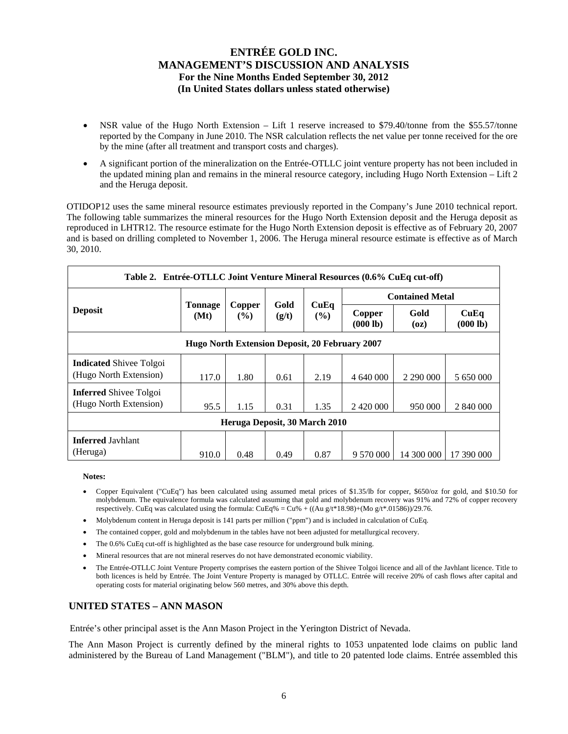- NSR value of the Hugo North Extension – Lift 1 reserve increased to $79.40/tonne from the $55.57/tonne reported by the Company in June 2010. The NSR calculation reflects the net value per tonne received for the ore by the mine (after all treatment and transport costs and charges).
- A significant portion of the mineralization on the Entrée-OTLLC joint venture property has not been included in the updated mining plan and remains in the mineral resource category, including Hugo North Extension – Lift 2 and the Heruga deposit.

OTIDOP12 uses the same mineral resource estimates previously reported in the Company's June 2010 technical report. The following table summarizes the mineral resources for the Hugo North Extension deposit and the Heruga deposit as reproduced in LHTR12. The resource estimate for the Hugo North Extension deposit is effective as of February 20, 2007 and is based on drilling completed to November 1, 2006. The Heruga mineral resource estimate is effective as of March 30, 2010.

**Table 2. Entrée-OTLLC Joint Venture Mineral Resources (0.6% CuEq cut-off)**

| Deposit | Tonnage (Mt) | Copper (%) | Gold (g/t) | CuEq (%) | Contained Metal | | |
|---|---|---|---|---|---|---|---|
| | | | | | Copper (000 lb) | Gold (oz) | CuEq (000 lb) |
| **Hugo North Extension Deposit, 20 February 2007** | | | | | | | |
| **Indicated** Shivee Tolgoi (Hugo North Extension) | 117.0 | 1.80 | 0.61 | 2.19 | 4 640 000 | 2 290 000 | 5 650 000 |
| **Inferred** Shivee Tolgoi (Hugo North Extension) | 95.5 | 1.15 | 0.31 | 1.35 | 2 420 000 | 950 000 | 2 840 000 |
| **Heruga Deposit, 30 March 2010** | | | | | | | |
| **Inferred** Javhlant (Heruga) | 910.0 | 0.48 | 0.49 | 0.87 | 9 570 000 | 14 300 000 | 17 390 000 |

**Notes:**

- Copper Equivalent ("CuEq") has been calculated using assumed metal prices of $1.35/lb for copper, $650/oz for gold, and $10.50 for molybdenum. The equivalence formula was calculated assuming that gold and molybdenum recovery was 91% and 72% of copper recovery respectively. CuEq was calculated using the formula: CuEq% = Cu% + ((Au g/t*18.98)+(Mo g/t*.01586))/29.76.
- Molybdenum content in Heruga deposit is 141 parts per million ("ppm") and is included in calculation of CuEq.
- The contained copper, gold and molybdenum in the tables have not been adjusted for metallurgical recovery.
- The 0.6% CuEq cut-off is highlighted as the base case resource for underground bulk mining.
- Mineral resources that are not mineral reserves do not have demonstrated economic viability.
- The Entrée-OTLLC Joint Venture Property comprises the eastern portion of the Shivee Tolgoi licence and all of the Javhlant licence. Title to both licences is held by Entrée. The Joint Venture Property is managed by OTLLC. Entrée will receive 20% of cash flows after capital and operating costs for material originating below 560 metres, and 30% above this depth.

## UNITED STATES – ANN MASON

Entrée's other principal asset is the Ann Mason Project in the Yerington District of Nevada.

The Ann Mason Project is currently defined by the mineral rights to 1053 unpatented lode claims on public land administered by the Bureau of Land Management ("BLM"), and title to 20 patented lode claims. Entrée assembled this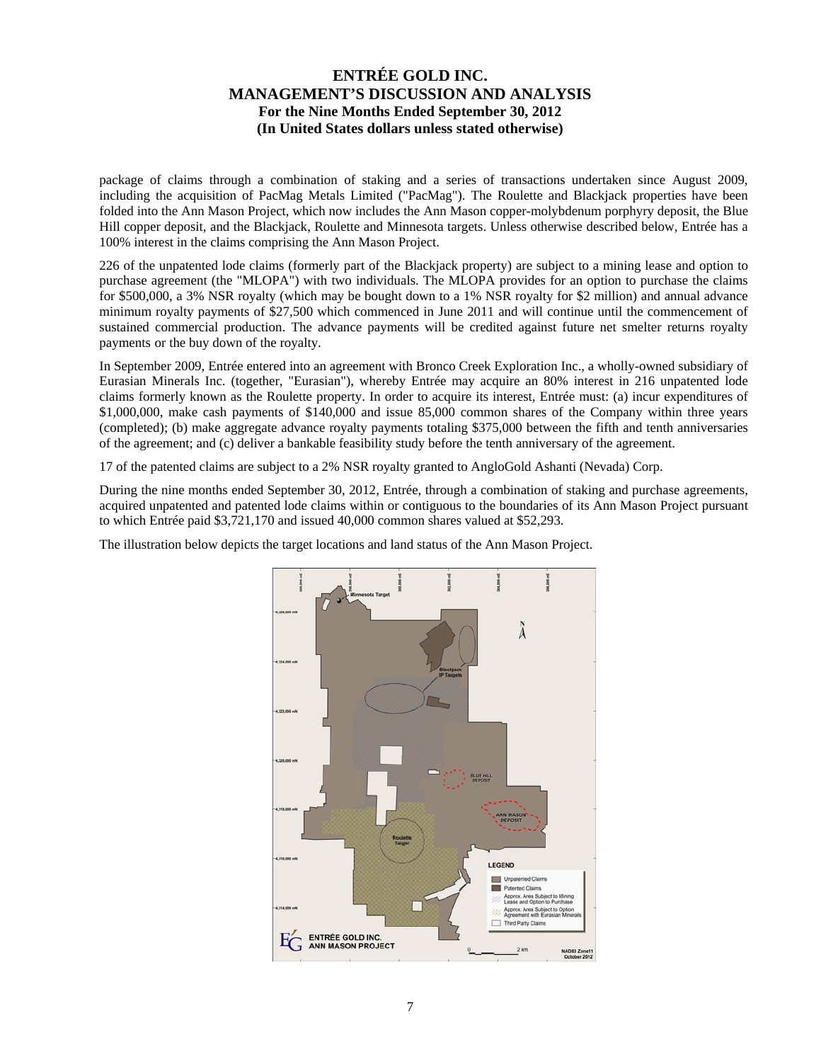package of claims through a combination of staking and a series of transactions undertaken since August 2009, including the acquisition of PacMag Metals Limited ("PacMag"). The Roulette and Blackjack properties have been folded into the Ann Mason Project, which now includes the Ann Mason copper-molybdenum porphyry deposit, the Blue Hill copper deposit, and the Blackjack, Roulette and Minnesota targets. Unless otherwise described below, Entrée has a 100% interest in the claims comprising the Ann Mason Project.

226 of the unpatented lode claims (formerly part of the Blackjack property) are subject to a mining lease and option to purchase agreement (the "MLOPA") with two individuals. The MLOPA provides for an option to purchase the claims for $500,000, a 3% NSR royalty (which may be bought down to a 1% NSR royalty for $2 million) and annual advance minimum royalty payments of $27,500 which commenced in June 2011 and will continue until the commencement of sustained commercial production. The advance payments will be credited against future net smelter returns royalty payments or the buy down of the royalty.

In September 2009, Entrée entered into an agreement with Bronco Creek Exploration Inc., a wholly-owned subsidiary of Eurasian Minerals Inc. (together, "Eurasian"), whereby Entrée may acquire an 80% interest in 216 unpatented lode claims formerly known as the Roulette property. In order to acquire its interest, Entrée must: (a) incur expenditures of $1,000,000, make cash payments of $140,000 and issue 85,000 common shares of the Company within three years (completed); (b) make aggregate advance royalty payments totaling $375,000 between the fifth and tenth anniversaries of the agreement; and (c) deliver a bankable feasibility study before the tenth anniversary of the agreement.

17 of the patented claims are subject to a 2% NSR royalty granted to AngloGold Ashanti (Nevada) Corp.

During the nine months ended September 30, 2012, Entrée, through a combination of staking and purchase agreements, acquired unpatented and patented lode claims within or contiguous to the boundaries of its Ann Mason Project pursuant to which Entrée paid $3,721,170 and issued 40,000 common shares valued at $52,293.

The illustration below depicts the target locations and land status of the Ann Mason Project.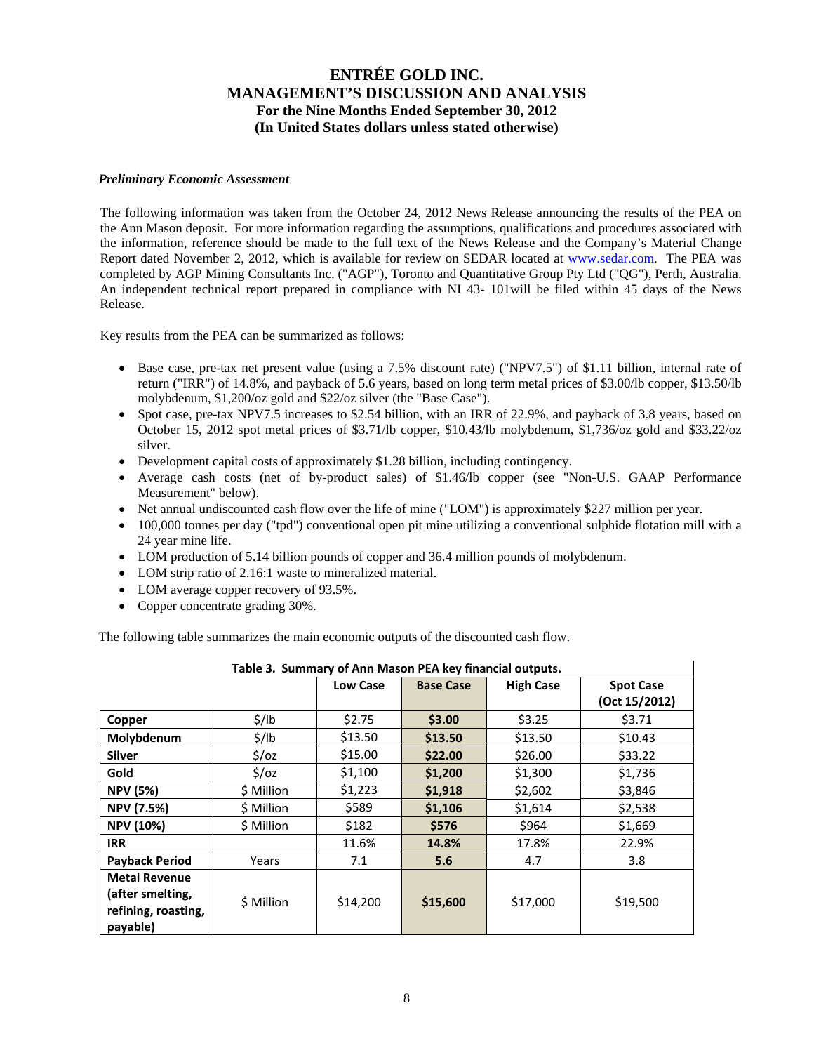### *Preliminary Economic Assessment*

The following information was taken from the October 24, 2012 News Release announcing the results of the PEA on the Ann Mason deposit. For more information regarding the assumptions, qualifications and procedures associated with the information, reference should be made to the full text of the News Release and the Company's Material Change Report dated November 2, 2012, which is available for review on SEDAR located at www.sedar.com. The PEA was completed by AGP Mining Consultants Inc. ("AGP"), Toronto and Quantitative Group Pty Ltd ("QG"), Perth, Australia. An independent technical report prepared in compliance with NI 43- 101will be filed within 45 days of the News Release.

Key results from the PEA can be summarized as follows:

- Base case, pre-tax net present value (using a 7.5% discount rate) ("NPV7.5") of $1.11 billion, internal rate of return ("IRR") of 14.8%, and payback of 5.6 years, based on long term metal prices of $3.00/lb copper, $13.50/lb molybdenum, $1,200/oz gold and $22/oz silver (the "Base Case").
- Spot case, pre-tax NPV7.5 increases to $2.54 billion, with an IRR of 22.9%, and payback of 3.8 years, based on October 15, 2012 spot metal prices of $3.71/lb copper, $10.43/lb molybdenum, $1,736/oz gold and $33.22/oz silver.
- Development capital costs of approximately $1.28 billion, including contingency.
- Average cash costs (net of by-product sales) of $1.46/lb copper (see "Non-U.S. GAAP Performance Measurement" below).
- Net annual undiscounted cash flow over the life of mine ("LOM") is approximately $227 million per year.
- 100,000 tonnes per day ("tpd") conventional open pit mine utilizing a conventional sulphide flotation mill with a 24 year mine life.
- LOM production of 5.14 billion pounds of copper and 36.4 million pounds of molybdenum.
- LOM strip ratio of 2.16:1 waste to mineralized material.
- LOM average copper recovery of 93.5%.
- Copper concentrate grading 30%.

The following table summarizes the main economic outputs of the discounted cash flow.

**Table 3. Summary of Ann Mason PEA key financial outputs.**

| | | Low Case | Base Case | High Case | Spot Case (Oct 15/2012) |
|---|---|---|---|---|---|
| **Copper** | $/lb | $2.75 | **$3.00** | $3.25 | $3.71 |
| **Molybdenum** | $/lb | $13.50 | **$13.50** | $13.50 | $10.43 |
| **Silver** | $/oz | $15.00 | **$22.00** | $26.00 | $33.22 |
| **Gold** | $/oz | $1,100 | **$1,200** | $1,300 | $1,736 |
| **NPV (5%)** | $ Million | $1,223 | **$1,918** | $2,602 | $3,846 |
| **NPV (7.5%)** | $ Million | $589 | **$1,106** | $1,614 | $2,538 |
| **NPV (10%)** | $ Million | $182 | **$576** | $964 | $1,669 |
| **IRR** | | 11.6% | **14.8%** | 17.8% | 22.9% |
| **Payback Period** | Years | 7.1 | **5.6** | 4.7 | 3.8 |
| **Metal Revenue (after smelting, refining, roasting, payable)** | $ Million | $14,200 | **$15,600** | $17,000 | $19,500 |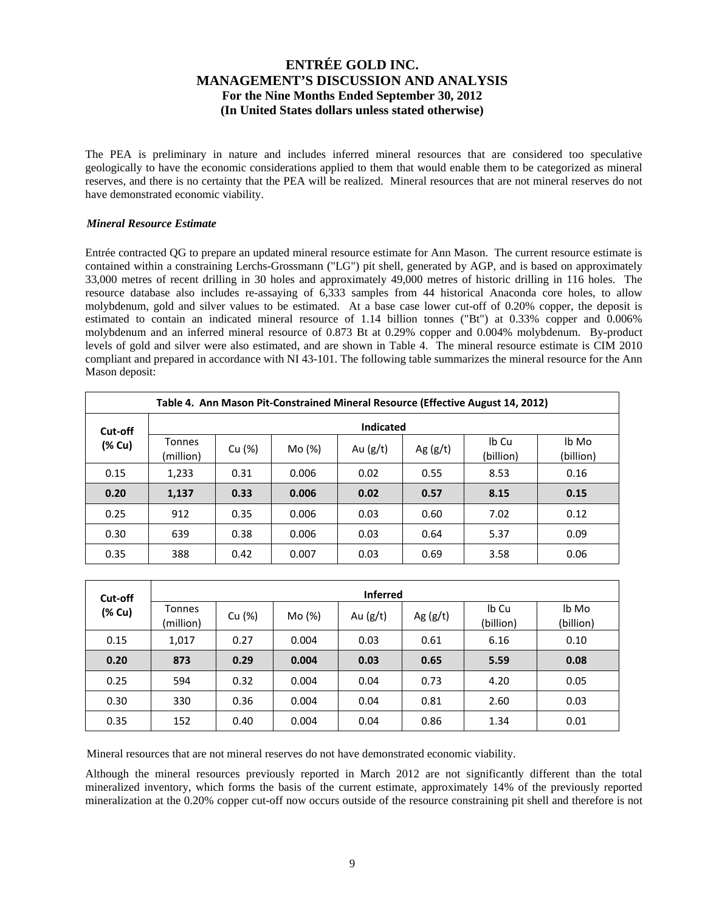The PEA is preliminary in nature and includes inferred mineral resources that are considered too speculative geologically to have the economic considerations applied to them that would enable them to be categorized as mineral reserves, and there is no certainty that the PEA will be realized. Mineral resources that are not mineral reserves do not have demonstrated economic viability.

***Mineral Resource Estimate***

Entrée contracted QG to prepare an updated mineral resource estimate for Ann Mason. The current resource estimate is contained within a constraining Lerchs-Grossmann ("LG") pit shell, generated by AGP, and is based on approximately 33,000 metres of recent drilling in 30 holes and approximately 49,000 metres of historic drilling in 116 holes. The resource database also includes re-assaying of 6,333 samples from 44 historical Anaconda core holes, to allow molybdenum, gold and silver values to be estimated. At a base case lower cut-off of 0.20% copper, the deposit is estimated to contain an indicated mineral resource of 1.14 billion tonnes ("Bt") at 0.33% copper and 0.006% molybdenum and an inferred mineral resource of 0.873 Bt at 0.29% copper and 0.004% molybdenum. By-product levels of gold and silver were also estimated, and are shown in Table 4. The mineral resource estimate is CIM 2010 compliant and prepared in accordance with NI 43-101. The following table summarizes the mineral resource for the Ann Mason deposit:

**Table 4. Ann Mason Pit-Constrained Mineral Resource (Effective August 14, 2012)**

| Cut-off (% Cu) | Indicated | | | | | | |
|---|---|---|---|---|---|---|---|
| | Tonnes (million) | Cu (%) | Mo (%) | Au (g/t) | Ag (g/t) | lb Cu (billion) | lb Mo (billion) |
| 0.15 | 1,233 | 0.31 | 0.006 | 0.02 | 0.55 | 8.53 | 0.16 |
| **0.20** | **1,137** | **0.33** | **0.006** | **0.02** | **0.57** | **8.15** | **0.15** |
| 0.25 | 912 | 0.35 | 0.006 | 0.03 | 0.60 | 7.02 | 0.12 |
| 0.30 | 639 | 0.38 | 0.006 | 0.03 | 0.64 | 5.37 | 0.09 |
| 0.35 | 388 | 0.42 | 0.007 | 0.03 | 0.69 | 3.58 | 0.06 |

| Cut-off (% Cu) | Inferred | | | | | | |
|---|---|---|---|---|---|---|---|
| | Tonnes (million) | Cu (%) | Mo (%) | Au (g/t) | Ag (g/t) | lb Cu (billion) | lb Mo (billion) |
| 0.15 | 1,017 | 0.27 | 0.004 | 0.03 | 0.61 | 6.16 | 0.10 |
| **0.20** | **873** | **0.29** | **0.004** | **0.03** | **0.65** | **5.59** | **0.08** |
| 0.25 | 594 | 0.32 | 0.004 | 0.04 | 0.73 | 4.20 | 0.05 |
| 0.30 | 330 | 0.36 | 0.004 | 0.04 | 0.81 | 2.60 | 0.03 |
| 0.35 | 152 | 0.40 | 0.004 | 0.04 | 0.86 | 1.34 | 0.01 |

Mineral resources that are not mineral reserves do not have demonstrated economic viability.

Although the mineral resources previously reported in March 2012 are not significantly different than the total mineralized inventory, which forms the basis of the current estimate, approximately 14% of the previously reported mineralization at the 0.20% copper cut-off now occurs outside of the resource constraining pit shell and therefore is not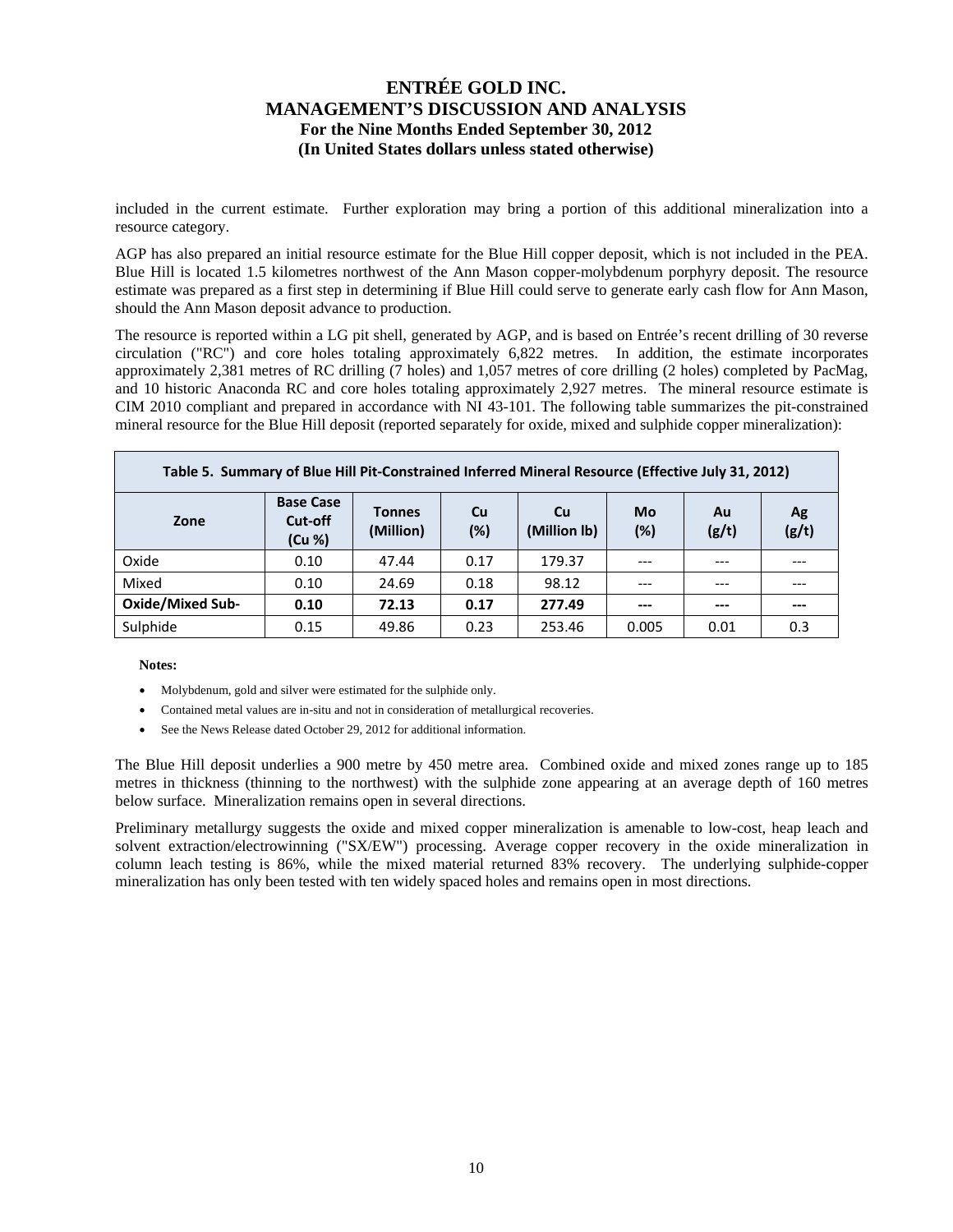included in the current estimate. Further exploration may bring a portion of this additional mineralization into a resource category.

AGP has also prepared an initial resource estimate for the Blue Hill copper deposit, which is not included in the PEA. Blue Hill is located 1.5 kilometres northwest of the Ann Mason copper-molybdenum porphyry deposit. The resource estimate was prepared as a first step in determining if Blue Hill could serve to generate early cash flow for Ann Mason, should the Ann Mason deposit advance to production.

The resource is reported within a LG pit shell, generated by AGP, and is based on Entrée's recent drilling of 30 reverse circulation ("RC") and core holes totaling approximately 6,822 metres. In addition, the estimate incorporates approximately 2,381 metres of RC drilling (7 holes) and 1,057 metres of core drilling (2 holes) completed by PacMag, and 10 historic Anaconda RC and core holes totaling approximately 2,927 metres. The mineral resource estimate is CIM 2010 compliant and prepared in accordance with NI 43-101. The following table summarizes the pit-constrained mineral resource for the Blue Hill deposit (reported separately for oxide, mixed and sulphide copper mineralization):

**Table 5. Summary of Blue Hill Pit-Constrained Inferred Mineral Resource (Effective July 31, 2012)**

| Zone | Base Case Cut-off (Cu %) | Tonnes (Million) | Cu (%) | Cu (Million lb) | Mo (%) | Au (g/t) | Ag (g/t) |
|---|---|---|---|---|---|---|---|
| Oxide | 0.10 | 47.44 | 0.17 | 179.37 | --- | --- | --- |
| Mixed | 0.10 | 24.69 | 0.18 | 98.12 | --- | --- | --- |
| **Oxide/Mixed Sub-** | **0.10** | **72.13** | **0.17** | **277.49** | **---** | **---** | **---** |
| Sulphide | 0.15 | 49.86 | 0.23 | 253.46 | 0.005 | 0.01 | 0.3 |

**Notes:**

- Molybdenum, gold and silver were estimated for the sulphide only.
- Contained metal values are in-situ and not in consideration of metallurgical recoveries.
- See the News Release dated October 29, 2012 for additional information.

The Blue Hill deposit underlies a 900 metre by 450 metre area. Combined oxide and mixed zones range up to 185 metres in thickness (thinning to the northwest) with the sulphide zone appearing at an average depth of 160 metres below surface. Mineralization remains open in several directions.

Preliminary metallurgy suggests the oxide and mixed copper mineralization is amenable to low-cost, heap leach and solvent extraction/electrowinning ("SX/EW") processing. Average copper recovery in the oxide mineralization in column leach testing is 86%, while the mixed material returned 83% recovery. The underlying sulphide-copper mineralization has only been tested with ten widely spaced holes and remains open in most directions.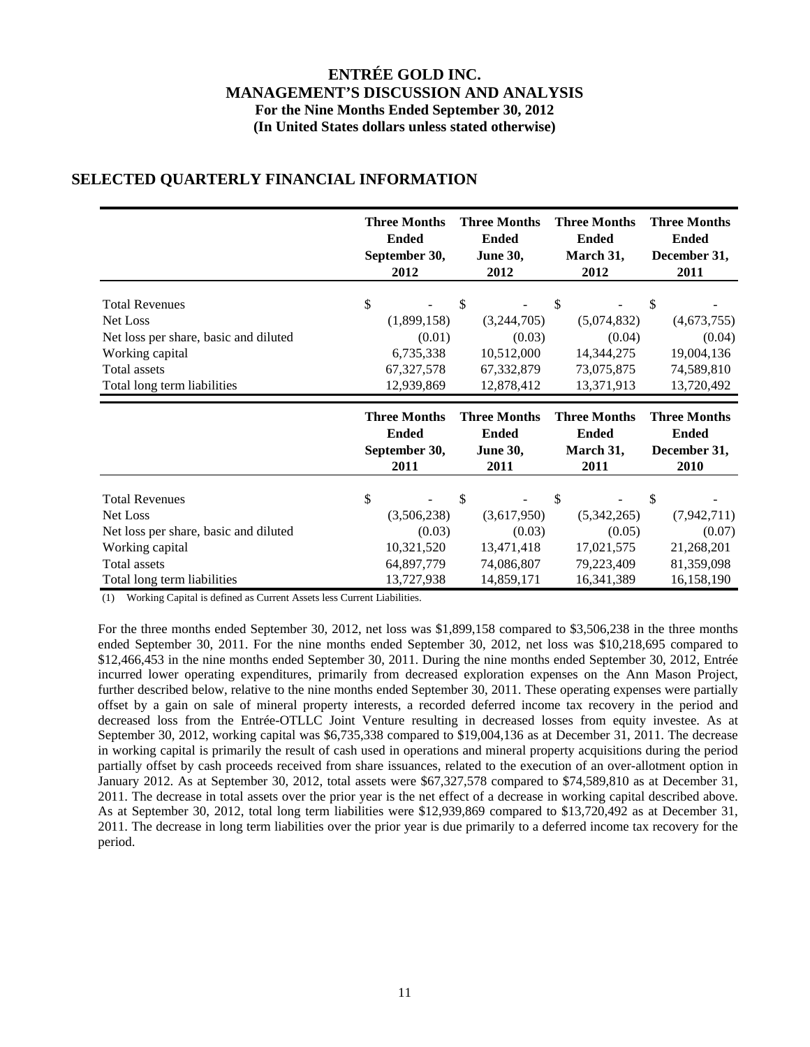## SELECTED QUARTERLY FINANCIAL INFORMATION

| | Three Months Ended September 30, 2012 | Three Months Ended June 30, 2012 | Three Months Ended March 31, 2012 | Three Months Ended December 31, 2011 |
|---|---|---|---|---|
| Total Revenues | $ - | $ - | $ - | $ - |
| Net Loss | (1,899,158) | (3,244,705) | (5,074,832) | (4,673,755) |
| Net loss per share, basic and diluted | (0.01) | (0.03) | (0.04) | (0.04) |
| Working capital | 6,735,338 | 10,512,000 | 14,344,275 | 19,004,136 |
| Total assets | 67,327,578 | 67,332,879 | 73,075,875 | 74,589,810 |
| Total long term liabilities | 12,939,869 | 12,878,412 | 13,371,913 | 13,720,492 |

| | Three Months Ended September 30, 2011 | Three Months Ended June 30, 2011 | Three Months Ended March 31, 2011 | Three Months Ended December 31, 2010 |
|---|---|---|---|---|
| Total Revenues | $ - | $ - | $ - | $ - |
| Net Loss | (3,506,238) | (3,617,950) | (5,342,265) | (7,942,711) |
| Net loss per share, basic and diluted | (0.03) | (0.03) | (0.05) | (0.07) |
| Working capital | 10,321,520 | 13,471,418 | 17,021,575 | 21,268,201 |
| Total assets | 64,897,779 | 74,086,807 | 79,223,409 | 81,359,098 |
| Total long term liabilities | 13,727,938 | 14,859,171 | 16,341,389 | 16,158,190 |

(1) Working Capital is defined as Current Assets less Current Liabilities.

For the three months ended September 30, 2012, net loss was $1,899,158 compared to $3,506,238 in the three months ended September 30, 2011. For the nine months ended September 30, 2012, net loss was $10,218,695 compared to $12,466,453 in the nine months ended September 30, 2011. During the nine months ended September 30, 2012, Entrée incurred lower operating expenditures, primarily from decreased exploration expenses on the Ann Mason Project, further described below, relative to the nine months ended September 30, 2011. These operating expenses were partially offset by a gain on sale of mineral property interests, a recorded deferred income tax recovery in the period and decreased loss from the Entrée-OTLLC Joint Venture resulting in decreased losses from equity investee. As at September 30, 2012, working capital was $6,735,338 compared to $19,004,136 as at December 31, 2011. The decrease in working capital is primarily the result of cash used in operations and mineral property acquisitions during the period partially offset by cash proceeds received from share issuances, related to the execution of an over-allotment option in January 2012. As at September 30, 2012, total assets were $67,327,578 compared to $74,589,810 as at December 31, 2011. The decrease in total assets over the prior year is the net effect of a decrease in working capital described above. As at September 30, 2012, total long term liabilities were $12,939,869 compared to $13,720,492 as at December 31, 2011. The decrease in long term liabilities over the prior year is due primarily to a deferred income tax recovery for the period.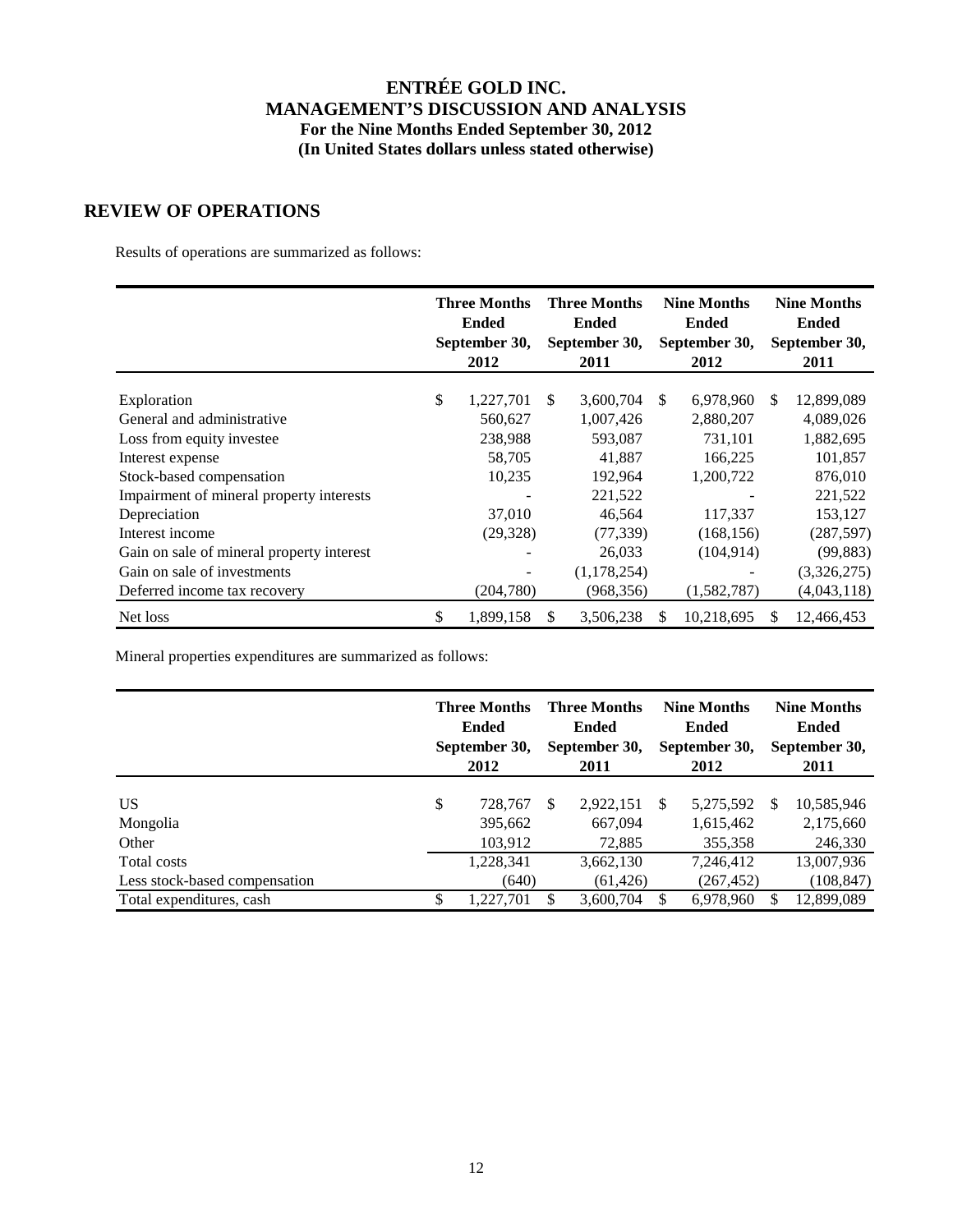# ENTRÉE GOLD INC.
## MANAGEMENT'S DISCUSSION AND ANALYSIS
### For the Nine Months Ended September 30, 2012
### (In United States dollars unless stated otherwise)

## REVIEW OF OPERATIONS

Results of operations are summarized as follows:

| | Three Months Ended September 30, 2012 | Three Months Ended September 30, 2011 | Nine Months Ended September 30, 2012 | Nine Months Ended September 30, 2011 |
|---|---|---|---|---|
| Exploration | $ 1,227,701 | $ 3,600,704 | $ 6,978,960 | $ 12,899,089 |
| General and administrative | 560,627 | 1,007,426 | 2,880,207 | 4,089,026 |
| Loss from equity investee | 238,988 | 593,087 | 731,101 | 1,882,695 |
| Interest expense | 58,705 | 41,887 | 166,225 | 101,857 |
| Stock-based compensation | 10,235 | 192,964 | 1,200,722 | 876,010 |
| Impairment of mineral property interests | - | 221,522 | - | 221,522 |
| Depreciation | 37,010 | 46,564 | 117,337 | 153,127 |
| Interest income | (29,328) | (77,339) | (168,156) | (287,597) |
| Gain on sale of mineral property interest | - | 26,033 | (104,914) | (99,883) |
| Gain on sale of investments | - | (1,178,254) | - | (3,326,275) |
| Deferred income tax recovery | (204,780) | (968,356) | (1,582,787) | (4,043,118) |
| Net loss | $ 1,899,158 | $ 3,506,238 | $ 10,218,695 | $ 12,466,453 |

Mineral properties expenditures are summarized as follows:

| | Three Months Ended September 30, 2012 | Three Months Ended September 30, 2011 | Nine Months Ended September 30, 2012 | Nine Months Ended September 30, 2011 |
|---|---|---|---|---|
| US | $ 728,767 | $ 2,922,151 | $ 5,275,592 | $ 10,585,946 |
| Mongolia | 395,662 | 667,094 | 1,615,462 | 2,175,660 |
| Other | 103,912 | 72,885 | 355,358 | 246,330 |
| Total costs | 1,228,341 | 3,662,130 | 7,246,412 | 13,007,936 |
| Less stock-based compensation | (640) | (61,426) | (267,452) | (108,847) |
| Total expenditures, cash | $ 1,227,701 | $ 3,600,704 | $ 6,978,960 | $ 12,899,089 |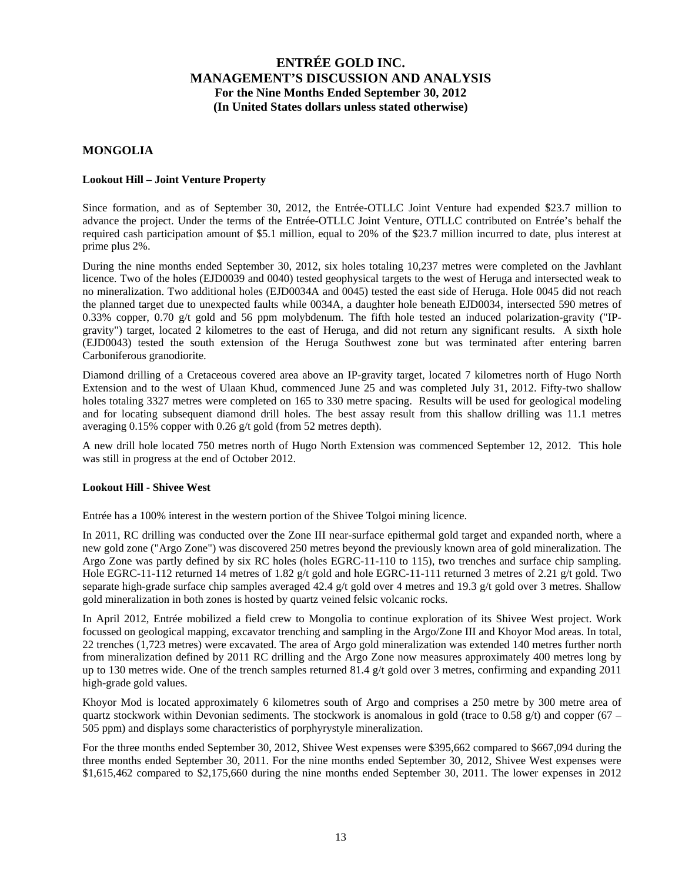## MONGOLIA

### Lookout Hill – Joint Venture Property

Since formation, and as of September 30, 2012, the Entrée-OTLLC Joint Venture had expended \$23.7 million to advance the project. Under the terms of the Entrée-OTLLC Joint Venture, OTLLC contributed on Entrée's behalf the required cash participation amount of \$5.1 million, equal to 20% of the \$23.7 million incurred to date, plus interest at prime plus 2%.

During the nine months ended September 30, 2012, six holes totaling 10,237 metres were completed on the Javhlant licence. Two of the holes (EJD0039 and 0040) tested geophysical targets to the west of Heruga and intersected weak to no mineralization. Two additional holes (EJD0034A and 0045) tested the east side of Heruga. Hole 0045 did not reach the planned target due to unexpected faults while 0034A, a daughter hole beneath EJD0034, intersected 590 metres of 0.33% copper, 0.70 g/t gold and 56 ppm molybdenum. The fifth hole tested an induced polarization-gravity ("IP-gravity") target, located 2 kilometres to the east of Heruga, and did not return any significant results. A sixth hole (EJD0043) tested the south extension of the Heruga Southwest zone but was terminated after entering barren Carboniferous granodiorite.

Diamond drilling of a Cretaceous covered area above an IP-gravity target, located 7 kilometres north of Hugo North Extension and to the west of Ulaan Khud, commenced June 25 and was completed July 31, 2012. Fifty-two shallow holes totaling 3327 metres were completed on 165 to 330 metre spacing. Results will be used for geological modeling and for locating subsequent diamond drill holes. The best assay result from this shallow drilling was 11.1 metres averaging 0.15% copper with 0.26 g/t gold (from 52 metres depth).

A new drill hole located 750 metres north of Hugo North Extension was commenced September 12, 2012. This hole was still in progress at the end of October 2012.

### Lookout Hill - Shivee West

Entrée has a 100% interest in the western portion of the Shivee Tolgoi mining licence.

In 2011, RC drilling was conducted over the Zone III near-surface epithermal gold target and expanded north, where a new gold zone ("Argo Zone") was discovered 250 metres beyond the previously known area of gold mineralization. The Argo Zone was partly defined by six RC holes (holes EGRC-11-110 to 115), two trenches and surface chip sampling. Hole EGRC-11-112 returned 14 metres of 1.82 g/t gold and hole EGRC-11-111 returned 3 metres of 2.21 g/t gold. Two separate high-grade surface chip samples averaged 42.4 g/t gold over 4 metres and 19.3 g/t gold over 3 metres. Shallow gold mineralization in both zones is hosted by quartz veined felsic volcanic rocks.

In April 2012, Entrée mobilized a field crew to Mongolia to continue exploration of its Shivee West project. Work focussed on geological mapping, excavator trenching and sampling in the Argo/Zone III and Khoyor Mod areas. In total, 22 trenches (1,723 metres) were excavated. The area of Argo gold mineralization was extended 140 metres further north from mineralization defined by 2011 RC drilling and the Argo Zone now measures approximately 400 metres long by up to 130 metres wide. One of the trench samples returned 81.4 g/t gold over 3 metres, confirming and expanding 2011 high-grade gold values.

Khoyor Mod is located approximately 6 kilometres south of Argo and comprises a 250 metre by 300 metre area of quartz stockwork within Devonian sediments. The stockwork is anomalous in gold (trace to 0.58 g/t) and copper (67 – 505 ppm) and displays some characteristics of porphyrystyle mineralization.

For the three months ended September 30, 2012, Shivee West expenses were \$395,662 compared to \$667,094 during the three months ended September 30, 2011. For the nine months ended September 30, 2012, Shivee West expenses were \$1,615,462 compared to \$2,175,660 during the nine months ended September 30, 2011. The lower expenses in 2012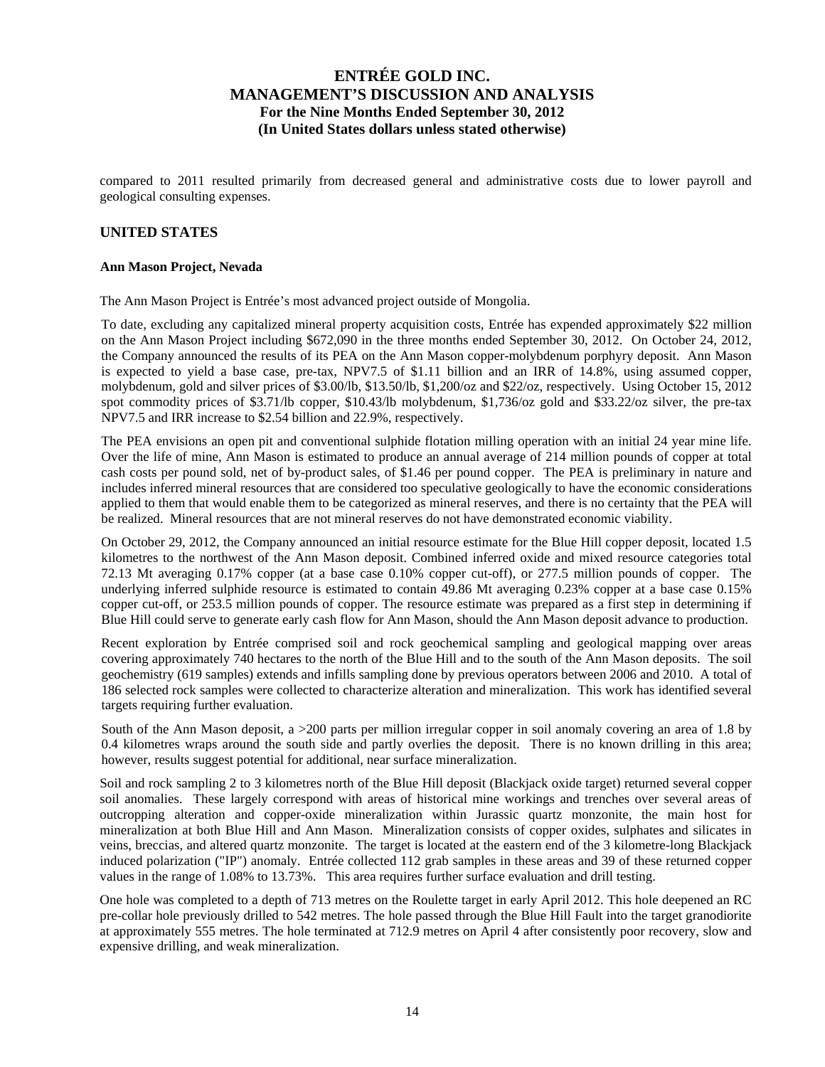compared to 2011 resulted primarily from decreased general and administrative costs due to lower payroll and geological consulting expenses.

## UNITED STATES

### Ann Mason Project, Nevada

The Ann Mason Project is Entrée's most advanced project outside of Mongolia.

To date, excluding any capitalized mineral property acquisition costs, Entrée has expended approximately $22 million on the Ann Mason Project including $672,090 in the three months ended September 30, 2012. On October 24, 2012, the Company announced the results of its PEA on the Ann Mason copper-molybdenum porphyry deposit. Ann Mason is expected to yield a base case, pre-tax, NPV7.5 of $1.11 billion and an IRR of 14.8%, using assumed copper, molybdenum, gold and silver prices of $3.00/lb, $13.50/lb, $1,200/oz and $22/oz, respectively. Using October 15, 2012 spot commodity prices of $3.71/lb copper, $10.43/lb molybdenum, $1,736/oz gold and $33.22/oz silver, the pre-tax NPV7.5 and IRR increase to $2.54 billion and 22.9%, respectively.

The PEA envisions an open pit and conventional sulphide flotation milling operation with an initial 24 year mine life. Over the life of mine, Ann Mason is estimated to produce an annual average of 214 million pounds of copper at total cash costs per pound sold, net of by-product sales, of $1.46 per pound copper. The PEA is preliminary in nature and includes inferred mineral resources that are considered too speculative geologically to have the economic considerations applied to them that would enable them to be categorized as mineral reserves, and there is no certainty that the PEA will be realized. Mineral resources that are not mineral reserves do not have demonstrated economic viability.

On October 29, 2012, the Company announced an initial resource estimate for the Blue Hill copper deposit, located 1.5 kilometres to the northwest of the Ann Mason deposit. Combined inferred oxide and mixed resource categories total 72.13 Mt averaging 0.17% copper (at a base case 0.10% copper cut-off), or 277.5 million pounds of copper. The underlying inferred sulphide resource is estimated to contain 49.86 Mt averaging 0.23% copper at a base case 0.15% copper cut-off, or 253.5 million pounds of copper. The resource estimate was prepared as a first step in determining if Blue Hill could serve to generate early cash flow for Ann Mason, should the Ann Mason deposit advance to production.

Recent exploration by Entrée comprised soil and rock geochemical sampling and geological mapping over areas covering approximately 740 hectares to the north of the Blue Hill and to the south of the Ann Mason deposits. The soil geochemistry (619 samples) extends and infills sampling done by previous operators between 2006 and 2010. A total of 186 selected rock samples were collected to characterize alteration and mineralization. This work has identified several targets requiring further evaluation.

South of the Ann Mason deposit, a >200 parts per million irregular copper in soil anomaly covering an area of 1.8 by 0.4 kilometres wraps around the south side and partly overlies the deposit. There is no known drilling in this area; however, results suggest potential for additional, near surface mineralization.

Soil and rock sampling 2 to 3 kilometres north of the Blue Hill deposit (Blackjack oxide target) returned several copper soil anomalies. These largely correspond with areas of historical mine workings and trenches over several areas of outcropping alteration and copper-oxide mineralization within Jurassic quartz monzonite, the main host for mineralization at both Blue Hill and Ann Mason. Mineralization consists of copper oxides, sulphates and silicates in veins, breccias, and altered quartz monzonite. The target is located at the eastern end of the 3 kilometre-long Blackjack induced polarization ("IP") anomaly. Entrée collected 112 grab samples in these areas and 39 of these returned copper values in the range of 1.08% to 13.73%. This area requires further surface evaluation and drill testing.

One hole was completed to a depth of 713 metres on the Roulette target in early April 2012. This hole deepened an RC pre-collar hole previously drilled to 542 metres. The hole passed through the Blue Hill Fault into the target granodiorite at approximately 555 metres. The hole terminated at 712.9 metres on April 4 after consistently poor recovery, slow and expensive drilling, and weak mineralization.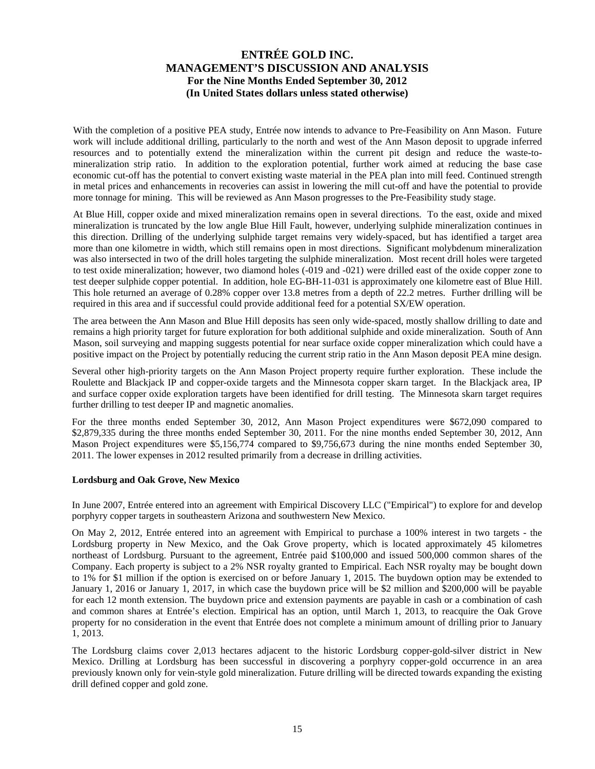With the completion of a positive PEA study, Entrée now intends to advance to Pre-Feasibility on Ann Mason. Future work will include additional drilling, particularly to the north and west of the Ann Mason deposit to upgrade inferred resources and to potentially extend the mineralization within the current pit design and reduce the waste-to-mineralization strip ratio. In addition to the exploration potential, further work aimed at reducing the base case economic cut-off has the potential to convert existing waste material in the PEA plan into mill feed. Continued strength in metal prices and enhancements in recoveries can assist in lowering the mill cut-off and have the potential to provide more tonnage for mining. This will be reviewed as Ann Mason progresses to the Pre-Feasibility study stage.

At Blue Hill, copper oxide and mixed mineralization remains open in several directions. To the east, oxide and mixed mineralization is truncated by the low angle Blue Hill Fault, however, underlying sulphide mineralization continues in this direction. Drilling of the underlying sulphide target remains very widely-spaced, but has identified a target area more than one kilometre in width, which still remains open in most directions. Significant molybdenum mineralization was also intersected in two of the drill holes targeting the sulphide mineralization. Most recent drill holes were targeted to test oxide mineralization; however, two diamond holes (-019 and -021) were drilled east of the oxide copper zone to test deeper sulphide copper potential. In addition, hole EG-BH-11-031 is approximately one kilometre east of Blue Hill. This hole returned an average of 0.28% copper over 13.8 metres from a depth of 22.2 metres. Further drilling will be required in this area and if successful could provide additional feed for a potential SX/EW operation.

The area between the Ann Mason and Blue Hill deposits has seen only wide-spaced, mostly shallow drilling to date and remains a high priority target for future exploration for both additional sulphide and oxide mineralization. South of Ann Mason, soil surveying and mapping suggests potential for near surface oxide copper mineralization which could have a positive impact on the Project by potentially reducing the current strip ratio in the Ann Mason deposit PEA mine design.

Several other high-priority targets on the Ann Mason Project property require further exploration. These include the Roulette and Blackjack IP and copper-oxide targets and the Minnesota copper skarn target. In the Blackjack area, IP and surface copper oxide exploration targets have been identified for drill testing. The Minnesota skarn target requires further drilling to test deeper IP and magnetic anomalies.

For the three months ended September 30, 2012, Ann Mason Project expenditures were $672,090 compared to $2,879,335 during the three months ended September 30, 2011. For the nine months ended September 30, 2012, Ann Mason Project expenditures were $5,156,774 compared to $9,756,673 during the nine months ended September 30, 2011. The lower expenses in 2012 resulted primarily from a decrease in drilling activities.

**Lordsburg and Oak Grove, New Mexico**

In June 2007, Entrée entered into an agreement with Empirical Discovery LLC ("Empirical") to explore for and develop porphyry copper targets in southeastern Arizona and southwestern New Mexico.

On May 2, 2012, Entrée entered into an agreement with Empirical to purchase a 100% interest in two targets - the Lordsburg property in New Mexico, and the Oak Grove property, which is located approximately 45 kilometres northeast of Lordsburg. Pursuant to the agreement, Entrée paid $100,000 and issued 500,000 common shares of the Company. Each property is subject to a 2% NSR royalty granted to Empirical. Each NSR royalty may be bought down to 1% for $1 million if the option is exercised on or before January 1, 2015. The buydown option may be extended to January 1, 2016 or January 1, 2017, in which case the buydown price will be $2 million and $200,000 will be payable for each 12 month extension. The buydown price and extension payments are payable in cash or a combination of cash and common shares at Entrée's election. Empirical has an option, until March 1, 2013, to reacquire the Oak Grove property for no consideration in the event that Entrée does not complete a minimum amount of drilling prior to January 1, 2013.

The Lordsburg claims cover 2,013 hectares adjacent to the historic Lordsburg copper-gold-silver district in New Mexico. Drilling at Lordsburg has been successful in discovering a porphyry copper-gold occurrence in an area previously known only for vein-style gold mineralization. Future drilling will be directed towards expanding the existing drill defined copper and gold zone.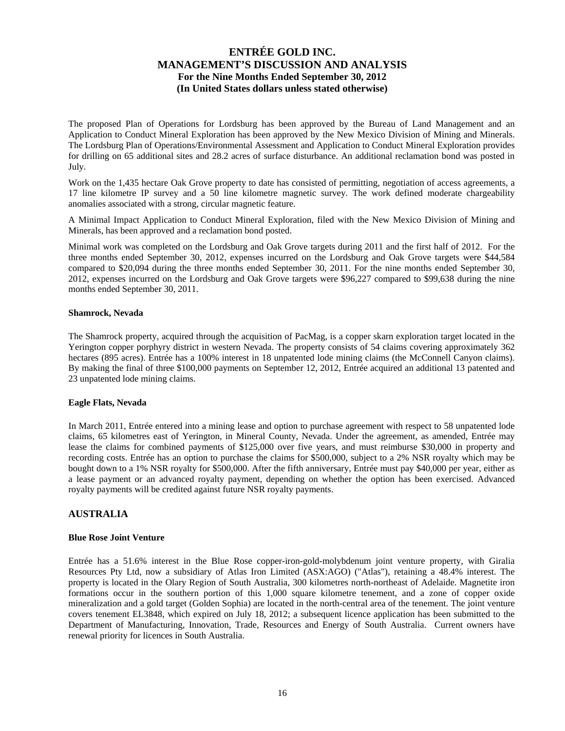The proposed Plan of Operations for Lordsburg has been approved by the Bureau of Land Management and an Application to Conduct Mineral Exploration has been approved by the New Mexico Division of Mining and Minerals. The Lordsburg Plan of Operations/Environmental Assessment and Application to Conduct Mineral Exploration provides for drilling on 65 additional sites and 28.2 acres of surface disturbance. An additional reclamation bond was posted in July.

Work on the 1,435 hectare Oak Grove property to date has consisted of permitting, negotiation of access agreements, a 17 line kilometre IP survey and a 50 line kilometre magnetic survey. The work defined moderate chargeability anomalies associated with a strong, circular magnetic feature.

A Minimal Impact Application to Conduct Mineral Exploration, filed with the New Mexico Division of Mining and Minerals, has been approved and a reclamation bond posted.

Minimal work was completed on the Lordsburg and Oak Grove targets during 2011 and the first half of 2012. For the three months ended September 30, 2012, expenses incurred on the Lordsburg and Oak Grove targets were $44,584 compared to $20,094 during the three months ended September 30, 2011. For the nine months ended September 30, 2012, expenses incurred on the Lordsburg and Oak Grove targets were $96,227 compared to $99,638 during the nine months ended September 30, 2011.

**Shamrock, Nevada**

The Shamrock property, acquired through the acquisition of PacMag, is a copper skarn exploration target located in the Yerington copper porphyry district in western Nevada. The property consists of 54 claims covering approximately 362 hectares (895 acres). Entrée has a 100% interest in 18 unpatented lode mining claims (the McConnell Canyon claims). By making the final of three $100,000 payments on September 12, 2012, Entrée acquired an additional 13 patented and 23 unpatented lode mining claims.

**Eagle Flats, Nevada**

In March 2011, Entrée entered into a mining lease and option to purchase agreement with respect to 58 unpatented lode claims, 65 kilometres east of Yerington, in Mineral County, Nevada. Under the agreement, as amended, Entrée may lease the claims for combined payments of $125,000 over five years, and must reimburse $30,000 in property and recording costs. Entrée has an option to purchase the claims for $500,000, subject to a 2% NSR royalty which may be bought down to a 1% NSR royalty for $500,000. After the fifth anniversary, Entrée must pay $40,000 per year, either as a lease payment or an advanced royalty payment, depending on whether the option has been exercised. Advanced royalty payments will be credited against future NSR royalty payments.

## AUSTRALIA

**Blue Rose Joint Venture**

Entrée has a 51.6% interest in the Blue Rose copper-iron-gold-molybdenum joint venture property, with Giralia Resources Pty Ltd, now a subsidiary of Atlas Iron Limited (ASX:AGO) ("Atlas"), retaining a 48.4% interest. The property is located in the Olary Region of South Australia, 300 kilometres north-northeast of Adelaide. Magnetite iron formations occur in the southern portion of this 1,000 square kilometre tenement, and a zone of copper oxide mineralization and a gold target (Golden Sophia) are located in the north-central area of the tenement. The joint venture covers tenement EL3848, which expired on July 18, 2012; a subsequent licence application has been submitted to the Department of Manufacturing, Innovation, Trade, Resources and Energy of South Australia. Current owners have renewal priority for licences in South Australia.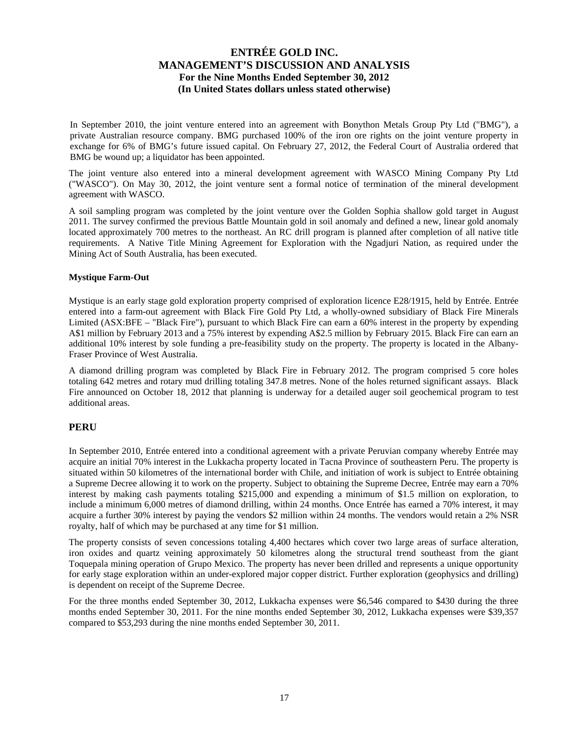In September 2010, the joint venture entered into an agreement with Bonython Metals Group Pty Ltd ("BMG"), a private Australian resource company. BMG purchased 100% of the iron ore rights on the joint venture property in exchange for 6% of BMG's future issued capital. On February 27, 2012, the Federal Court of Australia ordered that BMG be wound up; a liquidator has been appointed.

The joint venture also entered into a mineral development agreement with WASCO Mining Company Pty Ltd ("WASCO"). On May 30, 2012, the joint venture sent a formal notice of termination of the mineral development agreement with WASCO.

A soil sampling program was completed by the joint venture over the Golden Sophia shallow gold target in August 2011. The survey confirmed the previous Battle Mountain gold in soil anomaly and defined a new, linear gold anomaly located approximately 700 metres to the northeast. An RC drill program is planned after completion of all native title requirements. A Native Title Mining Agreement for Exploration with the Ngadjuri Nation, as required under the Mining Act of South Australia, has been executed.

**Mystique Farm-Out**

Mystique is an early stage gold exploration property comprised of exploration licence E28/1915, held by Entrée. Entrée entered into a farm-out agreement with Black Fire Gold Pty Ltd, a wholly-owned subsidiary of Black Fire Minerals Limited (ASX:BFE – "Black Fire"), pursuant to which Black Fire can earn a 60% interest in the property by expending A$1 million by February 2013 and a 75% interest by expending A$2.5 million by February 2015. Black Fire can earn an additional 10% interest by sole funding a pre-feasibility study on the property. The property is located in the Albany-Fraser Province of West Australia.

A diamond drilling program was completed by Black Fire in February 2012. The program comprised 5 core holes totaling 642 metres and rotary mud drilling totaling 347.8 metres. None of the holes returned significant assays. Black Fire announced on October 18, 2012 that planning is underway for a detailed auger soil geochemical program to test additional areas.

## PERU

In September 2010, Entrée entered into a conditional agreement with a private Peruvian company whereby Entrée may acquire an initial 70% interest in the Lukkacha property located in Tacna Province of southeastern Peru. The property is situated within 50 kilometres of the international border with Chile, and initiation of work is subject to Entrée obtaining a Supreme Decree allowing it to work on the property. Subject to obtaining the Supreme Decree, Entrée may earn a 70% interest by making cash payments totaling $215,000 and expending a minimum of $1.5 million on exploration, to include a minimum 6,000 metres of diamond drilling, within 24 months. Once Entrée has earned a 70% interest, it may acquire a further 30% interest by paying the vendors $2 million within 24 months. The vendors would retain a 2% NSR royalty, half of which may be purchased at any time for $1 million.

The property consists of seven concessions totaling 4,400 hectares which cover two large areas of surface alteration, iron oxides and quartz veining approximately 50 kilometres along the structural trend southeast from the giant Toquepala mining operation of Grupo Mexico. The property has never been drilled and represents a unique opportunity for early stage exploration within an under-explored major copper district. Further exploration (geophysics and drilling) is dependent on receipt of the Supreme Decree.

For the three months ended September 30, 2012, Lukkacha expenses were $6,546 compared to $430 during the three months ended September 30, 2011. For the nine months ended September 30, 2012, Lukkacha expenses were $39,357 compared to $53,293 during the nine months ended September 30, 2011.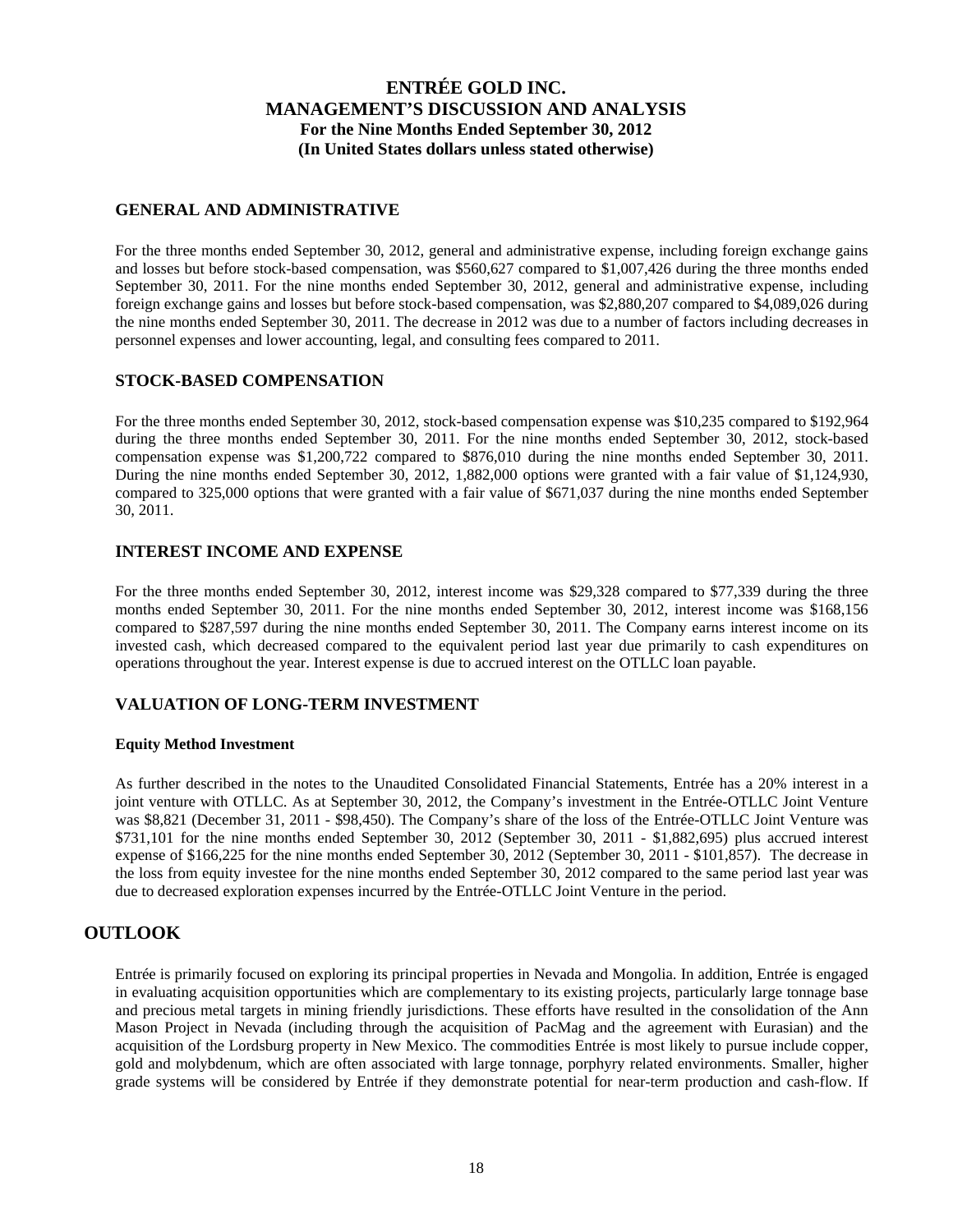## GENERAL AND ADMINISTRATIVE

For the three months ended September 30, 2012, general and administrative expense, including foreign exchange gains and losses but before stock-based compensation, was \$560,627 compared to \$1,007,426 during the three months ended September 30, 2011. For the nine months ended September 30, 2012, general and administrative expense, including foreign exchange gains and losses but before stock-based compensation, was \$2,880,207 compared to \$4,089,026 during the nine months ended September 30, 2011. The decrease in 2012 was due to a number of factors including decreases in personnel expenses and lower accounting, legal, and consulting fees compared to 2011.

## STOCK-BASED COMPENSATION

For the three months ended September 30, 2012, stock-based compensation expense was \$10,235 compared to \$192,964 during the three months ended September 30, 2011. For the nine months ended September 30, 2012, stock-based compensation expense was \$1,200,722 compared to \$876,010 during the nine months ended September 30, 2011. During the nine months ended September 30, 2012, 1,882,000 options were granted with a fair value of \$1,124,930, compared to 325,000 options that were granted with a fair value of \$671,037 during the nine months ended September 30, 2011.

## INTEREST INCOME AND EXPENSE

For the three months ended September 30, 2012, interest income was \$29,328 compared to \$77,339 during the three months ended September 30, 2011. For the nine months ended September 30, 2012, interest income was \$168,156 compared to \$287,597 during the nine months ended September 30, 2011. The Company earns interest income on its invested cash, which decreased compared to the equivalent period last year due primarily to cash expenditures on operations throughout the year. Interest expense is due to accrued interest on the OTLLC loan payable.

## VALUATION OF LONG-TERM INVESTMENT

**Equity Method Investment**

As further described in the notes to the Unaudited Consolidated Financial Statements, Entrée has a 20% interest in a joint venture with OTLLC. As at September 30, 2012, the Company's investment in the Entrée-OTLLC Joint Venture was \$8,821 (December 31, 2011 - \$98,450). The Company's share of the loss of the Entrée-OTLLC Joint Venture was \$731,101 for the nine months ended September 30, 2012 (September 30, 2011 - \$1,882,695) plus accrued interest expense of \$166,225 for the nine months ended September 30, 2012 (September 30, 2011 - \$101,857). The decrease in the loss from equity investee for the nine months ended September 30, 2012 compared to the same period last year was due to decreased exploration expenses incurred by the Entrée-OTLLC Joint Venture in the period.

# OUTLOOK

Entrée is primarily focused on exploring its principal properties in Nevada and Mongolia. In addition, Entrée is engaged in evaluating acquisition opportunities which are complementary to its existing projects, particularly large tonnage base and precious metal targets in mining friendly jurisdictions. These efforts have resulted in the consolidation of the Ann Mason Project in Nevada (including through the acquisition of PacMag and the agreement with Eurasian) and the acquisition of the Lordsburg property in New Mexico. The commodities Entrée is most likely to pursue include copper, gold and molybdenum, which are often associated with large tonnage, porphyry related environments. Smaller, higher grade systems will be considered by Entrée if they demonstrate potential for near-term production and cash-flow. If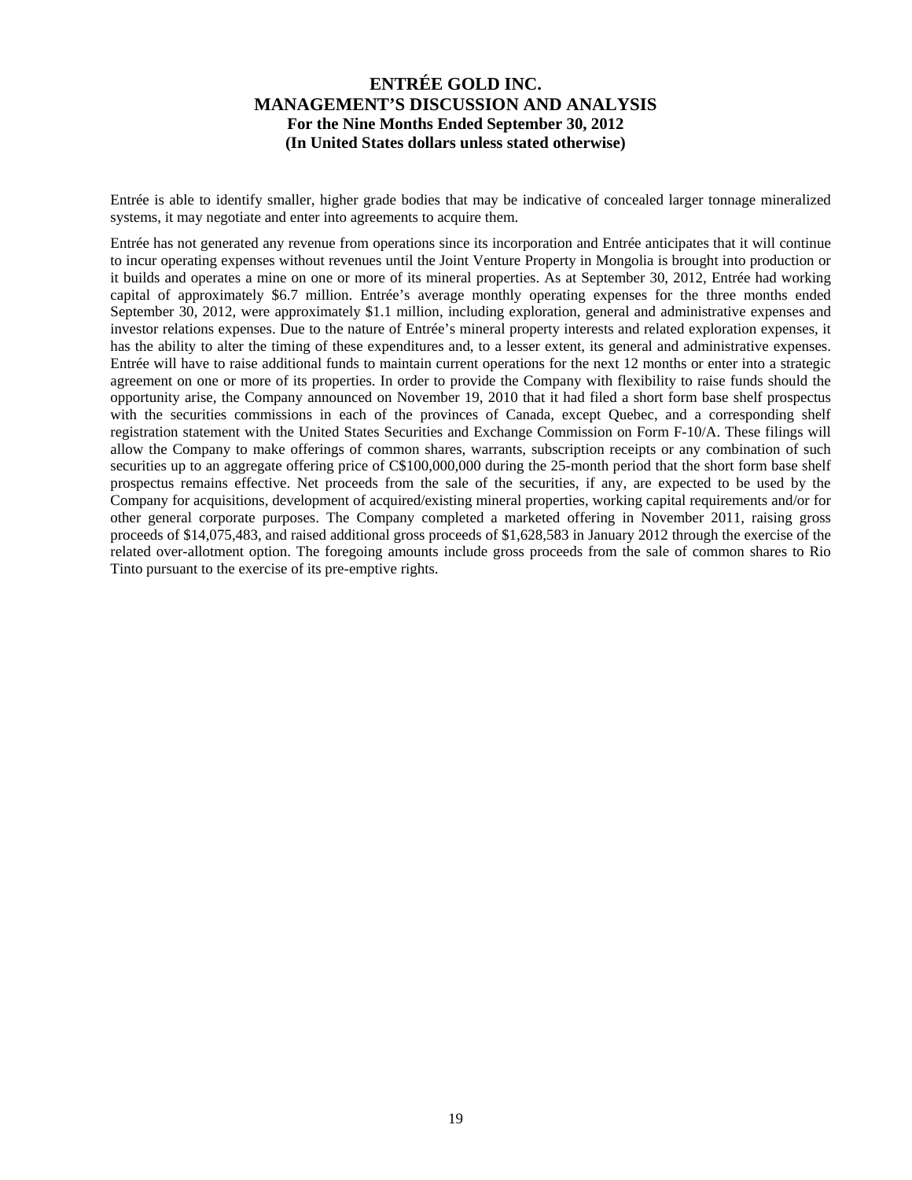Entrée is able to identify smaller, higher grade bodies that may be indicative of concealed larger tonnage mineralized systems, it may negotiate and enter into agreements to acquire them.

Entrée has not generated any revenue from operations since its incorporation and Entrée anticipates that it will continue to incur operating expenses without revenues until the Joint Venture Property in Mongolia is brought into production or it builds and operates a mine on one or more of its mineral properties. As at September 30, 2012, Entrée had working capital of approximately $6.7 million. Entrée's average monthly operating expenses for the three months ended September 30, 2012, were approximately $1.1 million, including exploration, general and administrative expenses and investor relations expenses. Due to the nature of Entrée's mineral property interests and related exploration expenses, it has the ability to alter the timing of these expenditures and, to a lesser extent, its general and administrative expenses. Entrée will have to raise additional funds to maintain current operations for the next 12 months or enter into a strategic agreement on one or more of its properties. In order to provide the Company with flexibility to raise funds should the opportunity arise, the Company announced on November 19, 2010 that it had filed a short form base shelf prospectus with the securities commissions in each of the provinces of Canada, except Quebec, and a corresponding shelf registration statement with the United States Securities and Exchange Commission on Form F-10/A. These filings will allow the Company to make offerings of common shares, warrants, subscription receipts or any combination of such securities up to an aggregate offering price of C$100,000,000 during the 25-month period that the short form base shelf prospectus remains effective. Net proceeds from the sale of the securities, if any, are expected to be used by the Company for acquisitions, development of acquired/existing mineral properties, working capital requirements and/or for other general corporate purposes. The Company completed a marketed offering in November 2011, raising gross proceeds of $14,075,483, and raised additional gross proceeds of $1,628,583 in January 2012 through the exercise of the related over-allotment option. The foregoing amounts include gross proceeds from the sale of common shares to Rio Tinto pursuant to the exercise of its pre-emptive rights.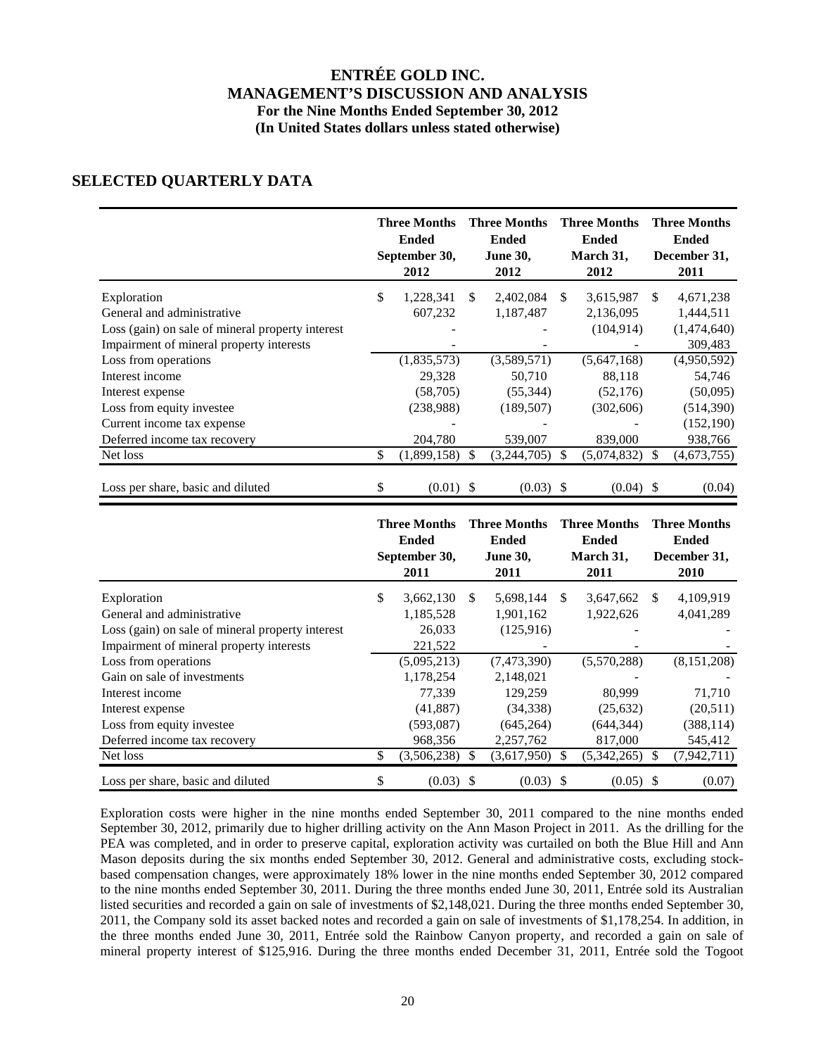## SELECTED QUARTERLY DATA

| | Three Months Ended September 30, 2012 | Three Months Ended June 30, 2012 | Three Months Ended March 31, 2012 | Three Months Ended December 31, 2011 |
|---|---|---|---|---|
| Exploration | $ 1,228,341 | $ 2,402,084 | $ 3,615,987 | $ 4,671,238 |
| General and administrative | 607,232 | 1,187,487 | 2,136,095 | 1,444,511 |
| Loss (gain) on sale of mineral property interest | - | - | (104,914) | (1,474,640) |
| Impairment of mineral property interests | - | - | - | 309,483 |
| Loss from operations | (1,835,573) | (3,589,571) | (5,647,168) | (4,950,592) |
| Interest income | 29,328 | 50,710 | 88,118 | 54,746 |
| Interest expense | (58,705) | (55,344) | (52,176) | (50,095) |
| Loss from equity investee | (238,988) | (189,507) | (302,606) | (514,390) |
| Current income tax expense | - | - | - | (152,190) |
| Deferred income tax recovery | 204,780 | 539,007 | 839,000 | 938,766 |
| Net loss | $ (1,899,158) | $ (3,244,705) | $ (5,074,832) | $ (4,673,755) |
| Loss per share, basic and diluted | $ (0.01) | $ (0.03) | $ (0.04) | $ (0.04) |

| | Three Months Ended September 30, 2011 | Three Months Ended June 30, 2011 | Three Months Ended March 31, 2011 | Three Months Ended December 31, 2010 |
|---|---|---|---|---|
| Exploration | $ 3,662,130 | $ 5,698,144 | $ 3,647,662 | $ 4,109,919 |
| General and administrative | 1,185,528 | 1,901,162 | 1,922,626 | 4,041,289 |
| Loss (gain) on sale of mineral property interest | 26,033 | (125,916) | - | - |
| Impairment of mineral property interests | 221,522 | - | - | - |
| Loss from operations | (5,095,213) | (7,473,390) | (5,570,288) | (8,151,208) |
| Gain on sale of investments | 1,178,254 | 2,148,021 | - | - |
| Interest income | 77,339 | 129,259 | 80,999 | 71,710 |
| Interest expense | (41,887) | (34,338) | (25,632) | (20,511) |
| Loss from equity investee | (593,087) | (645,264) | (644,344) | (388,114) |
| Deferred income tax recovery | 968,356 | 2,257,762 | 817,000 | 545,412 |
| Net loss | $ (3,506,238) | $ (3,617,950) | $ (5,342,265) | $ (7,942,711) |
| Loss per share, basic and diluted | $ (0.03) | $ (0.03) | $ (0.05) | $ (0.07) |

Exploration costs were higher in the nine months ended September 30, 2011 compared to the nine months ended September 30, 2012, primarily due to higher drilling activity on the Ann Mason Project in 2011. As the drilling for the PEA was completed, and in order to preserve capital, exploration activity was curtailed on both the Blue Hill and Ann Mason deposits during the six months ended September 30, 2012. General and administrative costs, excluding stock-based compensation changes, were approximately 18% lower in the nine months ended September 30, 2012 compared to the nine months ended September 30, 2011. During the three months ended June 30, 2011, Entrée sold its Australian listed securities and recorded a gain on sale of investments of $2,148,021. During the three months ended September 30, 2011, the Company sold its asset backed notes and recorded a gain on sale of investments of $1,178,254. In addition, in the three months ended June 30, 2011, Entrée sold the Rainbow Canyon property, and recorded a gain on sale of mineral property interest of $125,916. During the three months ended December 31, 2011, Entrée sold the Togoot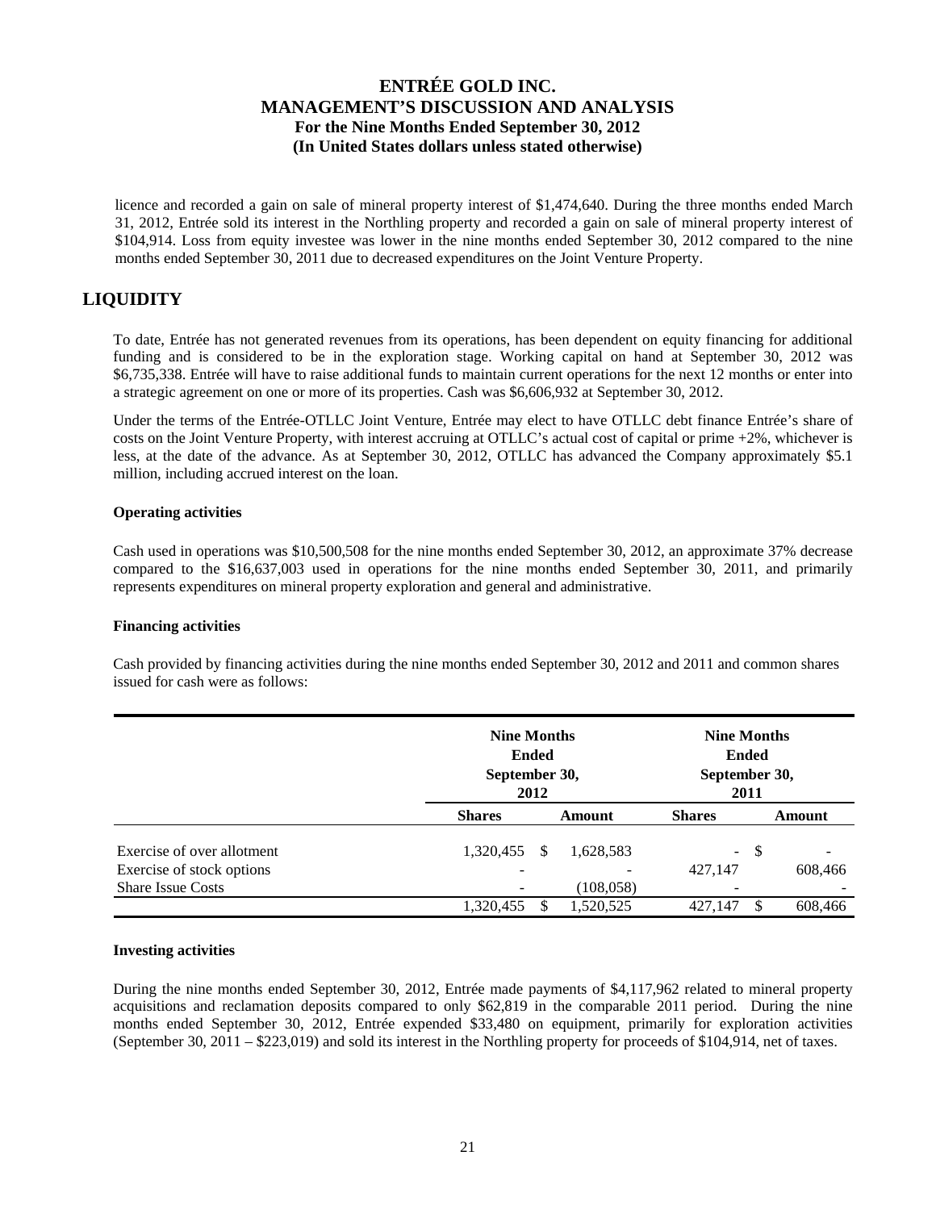licence and recorded a gain on sale of mineral property interest of $1,474,640. During the three months ended March 31, 2012, Entrée sold its interest in the Northling property and recorded a gain on sale of mineral property interest of $104,914. Loss from equity investee was lower in the nine months ended September 30, 2012 compared to the nine months ended September 30, 2011 due to decreased expenditures on the Joint Venture Property.

## LIQUIDITY

To date, Entrée has not generated revenues from its operations, has been dependent on equity financing for additional funding and is considered to be in the exploration stage. Working capital on hand at September 30, 2012 was $6,735,338. Entrée will have to raise additional funds to maintain current operations for the next 12 months or enter into a strategic agreement on one or more of its properties. Cash was $6,606,932 at September 30, 2012.

Under the terms of the Entrée-OTLLC Joint Venture, Entrée may elect to have OTLLC debt finance Entrée's share of costs on the Joint Venture Property, with interest accruing at OTLLC's actual cost of capital or prime +2%, whichever is less, at the date of the advance. As at September 30, 2012, OTLLC has advanced the Company approximately $5.1 million, including accrued interest on the loan.

### Operating activities

Cash used in operations was $10,500,508 for the nine months ended September 30, 2012, an approximate 37% decrease compared to the $16,637,003 used in operations for the nine months ended September 30, 2011, and primarily represents expenditures on mineral property exploration and general and administrative.

### Financing activities

Cash provided by financing activities during the nine months ended September 30, 2012 and 2011 and common shares issued for cash were as follows:

| | Nine Months Ended September 30, 2012 | | Nine Months Ended September 30, 2011 | |
|---|---|---|---|---|
| | **Shares** | **Amount** | **Shares** | **Amount** |
| Exercise of over allotment | 1,320,455 | $ 1,628,583 | - | $ - |
| Exercise of stock options | - | - | 427,147 | 608,466 |
| Share Issue Costs | - | (108,058) | - | - |
| | 1,320,455 | $ 1,520,525 | 427,147 | $ 608,466 |

### Investing activities

During the nine months ended September 30, 2012, Entrée made payments of $4,117,962 related to mineral property acquisitions and reclamation deposits compared to only $62,819 in the comparable 2011 period. During the nine months ended September 30, 2012, Entrée expended $33,480 on equipment, primarily for exploration activities (September 30, 2011 – $223,019) and sold its interest in the Northling property for proceeds of $104,914, net of taxes.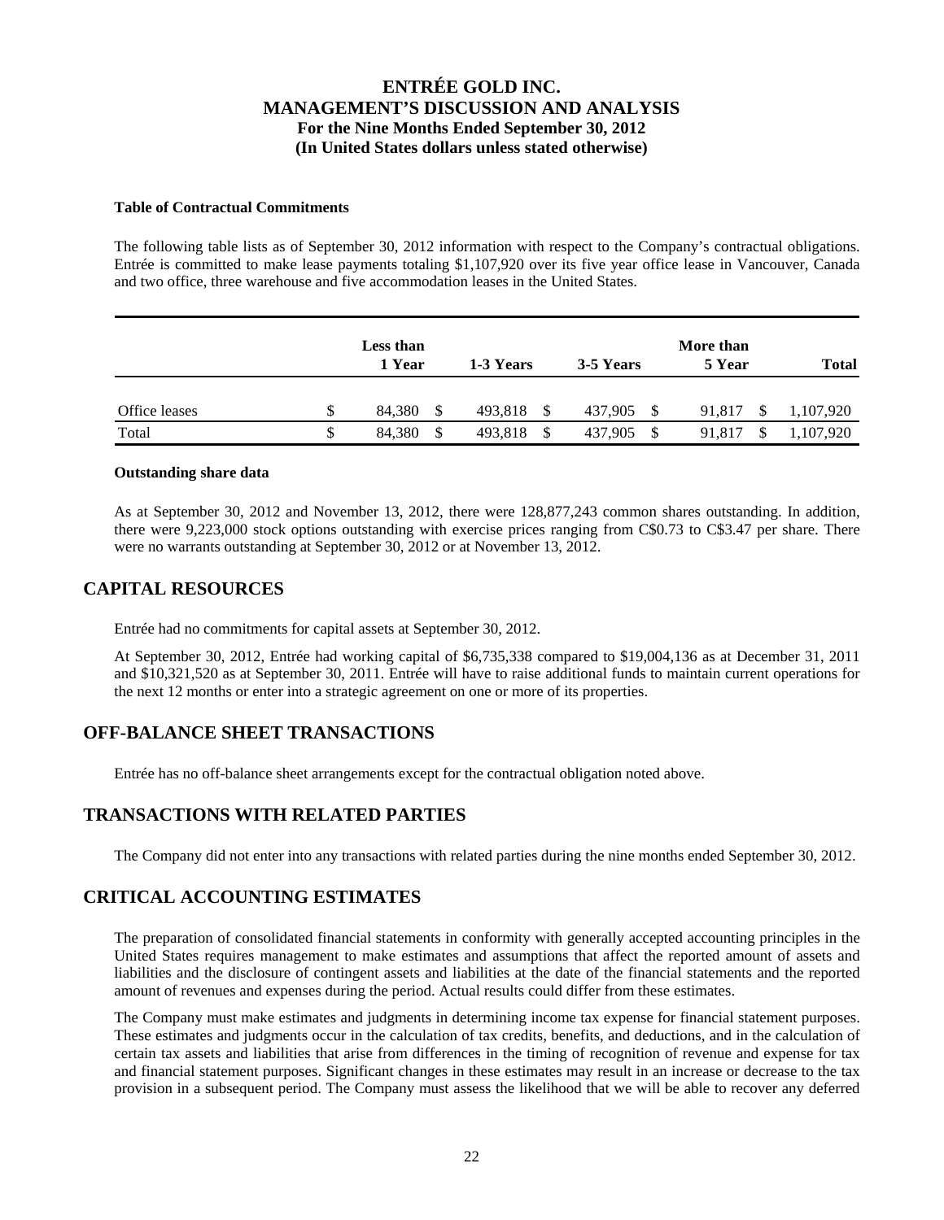**Table of Contractual Commitments**

The following table lists as of September 30, 2012 information with respect to the Company's contractual obligations. Entrée is committed to make lease payments totaling $1,107,920 over its five year office lease in Vancouver, Canada and two office, three warehouse and five accommodation leases in the United States.

| | Less than 1 Year | 1-3 Years | 3-5 Years | More than 5 Year | Total |
|---|---|---|---|---|---|
| Office leases | $ 84,380 | $ 493,818 | $ 437,905 | $ 91,817 | $ 1,107,920 |
| Total | $ 84,380 | $ 493,818 | $ 437,905 | $ 91,817 | $ 1,107,920 |

**Outstanding share data**

As at September 30, 2012 and November 13, 2012, there were 128,877,243 common shares outstanding. In addition, there were 9,223,000 stock options outstanding with exercise prices ranging from C$0.73 to C$3.47 per share. There were no warrants outstanding at September 30, 2012 or at November 13, 2012.

## CAPITAL RESOURCES

Entrée had no commitments for capital assets at September 30, 2012.

At September 30, 2012, Entrée had working capital of $6,735,338 compared to $19,004,136 as at December 31, 2011 and $10,321,520 as at September 30, 2011. Entrée will have to raise additional funds to maintain current operations for the next 12 months or enter into a strategic agreement on one or more of its properties.

## OFF-BALANCE SHEET TRANSACTIONS

Entrée has no off-balance sheet arrangements except for the contractual obligation noted above.

## TRANSACTIONS WITH RELATED PARTIES

The Company did not enter into any transactions with related parties during the nine months ended September 30, 2012.

## CRITICAL ACCOUNTING ESTIMATES

The preparation of consolidated financial statements in conformity with generally accepted accounting principles in the United States requires management to make estimates and assumptions that affect the reported amount of assets and liabilities and the disclosure of contingent assets and liabilities at the date of the financial statements and the reported amount of revenues and expenses during the period. Actual results could differ from these estimates.

The Company must make estimates and judgments in determining income tax expense for financial statement purposes. These estimates and judgments occur in the calculation of tax credits, benefits, and deductions, and in the calculation of certain tax assets and liabilities that arise from differences in the timing of recognition of revenue and expense for tax and financial statement purposes. Significant changes in these estimates may result in an increase or decrease to the tax provision in a subsequent period. The Company must assess the likelihood that we will be able to recover any deferred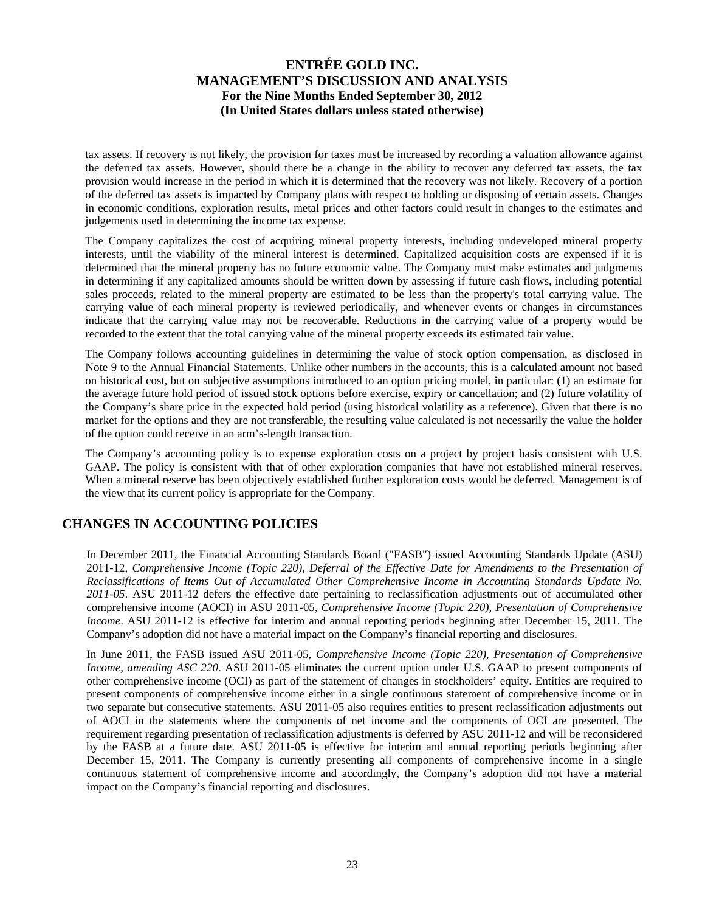tax assets. If recovery is not likely, the provision for taxes must be increased by recording a valuation allowance against the deferred tax assets. However, should there be a change in the ability to recover any deferred tax assets, the tax provision would increase in the period in which it is determined that the recovery was not likely. Recovery of a portion of the deferred tax assets is impacted by Company plans with respect to holding or disposing of certain assets. Changes in economic conditions, exploration results, metal prices and other factors could result in changes to the estimates and judgements used in determining the income tax expense.

The Company capitalizes the cost of acquiring mineral property interests, including undeveloped mineral property interests, until the viability of the mineral interest is determined. Capitalized acquisition costs are expensed if it is determined that the mineral property has no future economic value. The Company must make estimates and judgments in determining if any capitalized amounts should be written down by assessing if future cash flows, including potential sales proceeds, related to the mineral property are estimated to be less than the property's total carrying value. The carrying value of each mineral property is reviewed periodically, and whenever events or changes in circumstances indicate that the carrying value may not be recoverable. Reductions in the carrying value of a property would be recorded to the extent that the total carrying value of the mineral property exceeds its estimated fair value.

The Company follows accounting guidelines in determining the value of stock option compensation, as disclosed in Note 9 to the Annual Financial Statements. Unlike other numbers in the accounts, this is a calculated amount not based on historical cost, but on subjective assumptions introduced to an option pricing model, in particular: (1) an estimate for the average future hold period of issued stock options before exercise, expiry or cancellation; and (2) future volatility of the Company's share price in the expected hold period (using historical volatility as a reference). Given that there is no market for the options and they are not transferable, the resulting value calculated is not necessarily the value the holder of the option could receive in an arm's-length transaction.

The Company's accounting policy is to expense exploration costs on a project by project basis consistent with U.S. GAAP. The policy is consistent with that of other exploration companies that have not established mineral reserves. When a mineral reserve has been objectively established further exploration costs would be deferred. Management is of the view that its current policy is appropriate for the Company.

## CHANGES IN ACCOUNTING POLICIES

In December 2011, the Financial Accounting Standards Board ("FASB") issued Accounting Standards Update (ASU) 2011-12, *Comprehensive Income (Topic 220), Deferral of the Effective Date for Amendments to the Presentation of Reclassifications of Items Out of Accumulated Other Comprehensive Income in Accounting Standards Update No. 2011-05*. ASU 2011-12 defers the effective date pertaining to reclassification adjustments out of accumulated other comprehensive income (AOCI) in ASU 2011-05, *Comprehensive Income (Topic 220), Presentation of Comprehensive Income*. ASU 2011-12 is effective for interim and annual reporting periods beginning after December 15, 2011. The Company's adoption did not have a material impact on the Company's financial reporting and disclosures.

In June 2011, the FASB issued ASU 2011-05, *Comprehensive Income (Topic 220), Presentation of Comprehensive Income, amending ASC 220*. ASU 2011-05 eliminates the current option under U.S. GAAP to present components of other comprehensive income (OCI) as part of the statement of changes in stockholders' equity. Entities are required to present components of comprehensive income either in a single continuous statement of comprehensive income or in two separate but consecutive statements. ASU 2011-05 also requires entities to present reclassification adjustments out of AOCI in the statements where the components of net income and the components of OCI are presented. The requirement regarding presentation of reclassification adjustments is deferred by ASU 2011-12 and will be reconsidered by the FASB at a future date. ASU 2011-05 is effective for interim and annual reporting periods beginning after December 15, 2011. The Company is currently presenting all components of comprehensive income in a single continuous statement of comprehensive income and accordingly, the Company's adoption did not have a material impact on the Company's financial reporting and disclosures.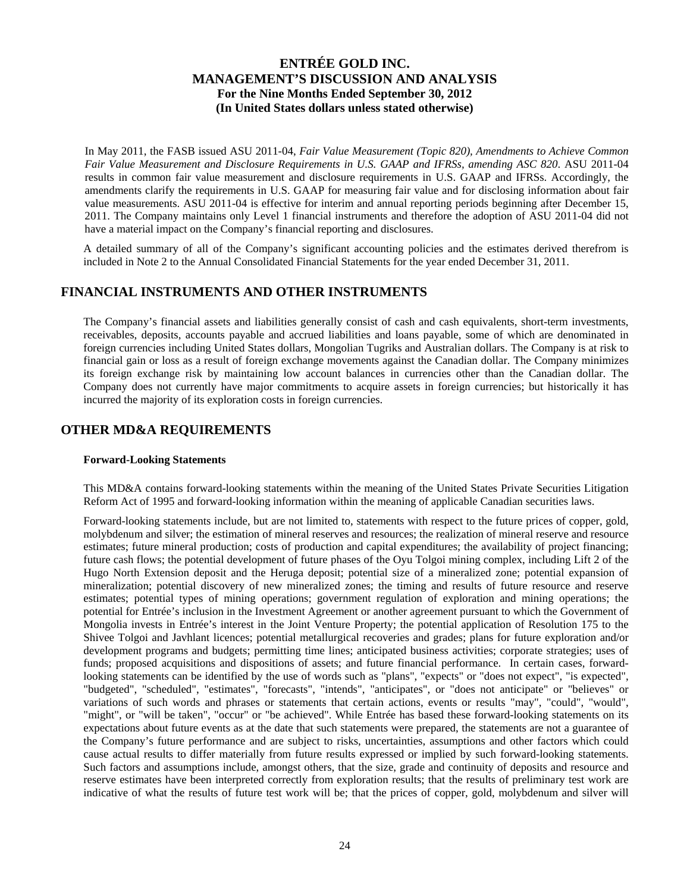In May 2011, the FASB issued ASU 2011-04, *Fair Value Measurement (Topic 820), Amendments to Achieve Common Fair Value Measurement and Disclosure Requirements in U.S. GAAP and IFRSs, amending ASC 820*. ASU 2011-04 results in common fair value measurement and disclosure requirements in U.S. GAAP and IFRSs. Accordingly, the amendments clarify the requirements in U.S. GAAP for measuring fair value and for disclosing information about fair value measurements. ASU 2011-04 is effective for interim and annual reporting periods beginning after December 15, 2011. The Company maintains only Level 1 financial instruments and therefore the adoption of ASU 2011-04 did not have a material impact on the Company's financial reporting and disclosures.

A detailed summary of all of the Company's significant accounting policies and the estimates derived therefrom is included in Note 2 to the Annual Consolidated Financial Statements for the year ended December 31, 2011.

## FINANCIAL INSTRUMENTS AND OTHER INSTRUMENTS

The Company's financial assets and liabilities generally consist of cash and cash equivalents, short-term investments, receivables, deposits, accounts payable and accrued liabilities and loans payable, some of which are denominated in foreign currencies including United States dollars, Mongolian Tugriks and Australian dollars. The Company is at risk to financial gain or loss as a result of foreign exchange movements against the Canadian dollar. The Company minimizes its foreign exchange risk by maintaining low account balances in currencies other than the Canadian dollar. The Company does not currently have major commitments to acquire assets in foreign currencies; but historically it has incurred the majority of its exploration costs in foreign currencies.

## OTHER MD&A REQUIREMENTS

### Forward-Looking Statements

This MD&A contains forward-looking statements within the meaning of the United States Private Securities Litigation Reform Act of 1995 and forward-looking information within the meaning of applicable Canadian securities laws.

Forward-looking statements include, but are not limited to, statements with respect to the future prices of copper, gold, molybdenum and silver; the estimation of mineral reserves and resources; the realization of mineral reserve and resource estimates; future mineral production; costs of production and capital expenditures; the availability of project financing; future cash flows; the potential development of future phases of the Oyu Tolgoi mining complex, including Lift 2 of the Hugo North Extension deposit and the Heruga deposit; potential size of a mineralized zone; potential expansion of mineralization; potential discovery of new mineralized zones; the timing and results of future resource and reserve estimates; potential types of mining operations; government regulation of exploration and mining operations; the potential for Entrée's inclusion in the Investment Agreement or another agreement pursuant to which the Government of Mongolia invests in Entrée's interest in the Joint Venture Property; the potential application of Resolution 175 to the Shivee Tolgoi and Javhlant licences; potential metallurgical recoveries and grades; plans for future exploration and/or development programs and budgets; permitting time lines; anticipated business activities; corporate strategies; uses of funds; proposed acquisitions and dispositions of assets; and future financial performance. In certain cases, forward-looking statements can be identified by the use of words such as "plans", "expects" or "does not expect", "is expected", "budgeted", "scheduled", "estimates", "forecasts", "intends", "anticipates", or "does not anticipate" or "believes" or variations of such words and phrases or statements that certain actions, events or results "may", "could", "would", "might", or "will be taken", "occur" or "be achieved". While Entrée has based these forward-looking statements on its expectations about future events as at the date that such statements were prepared, the statements are not a guarantee of the Company's future performance and are subject to risks, uncertainties, assumptions and other factors which could cause actual results to differ materially from future results expressed or implied by such forward-looking statements. Such factors and assumptions include, amongst others, that the size, grade and continuity of deposits and resource and reserve estimates have been interpreted correctly from exploration results; that the results of preliminary test work are indicative of what the results of future test work will be; that the prices of copper, gold, molybdenum and silver will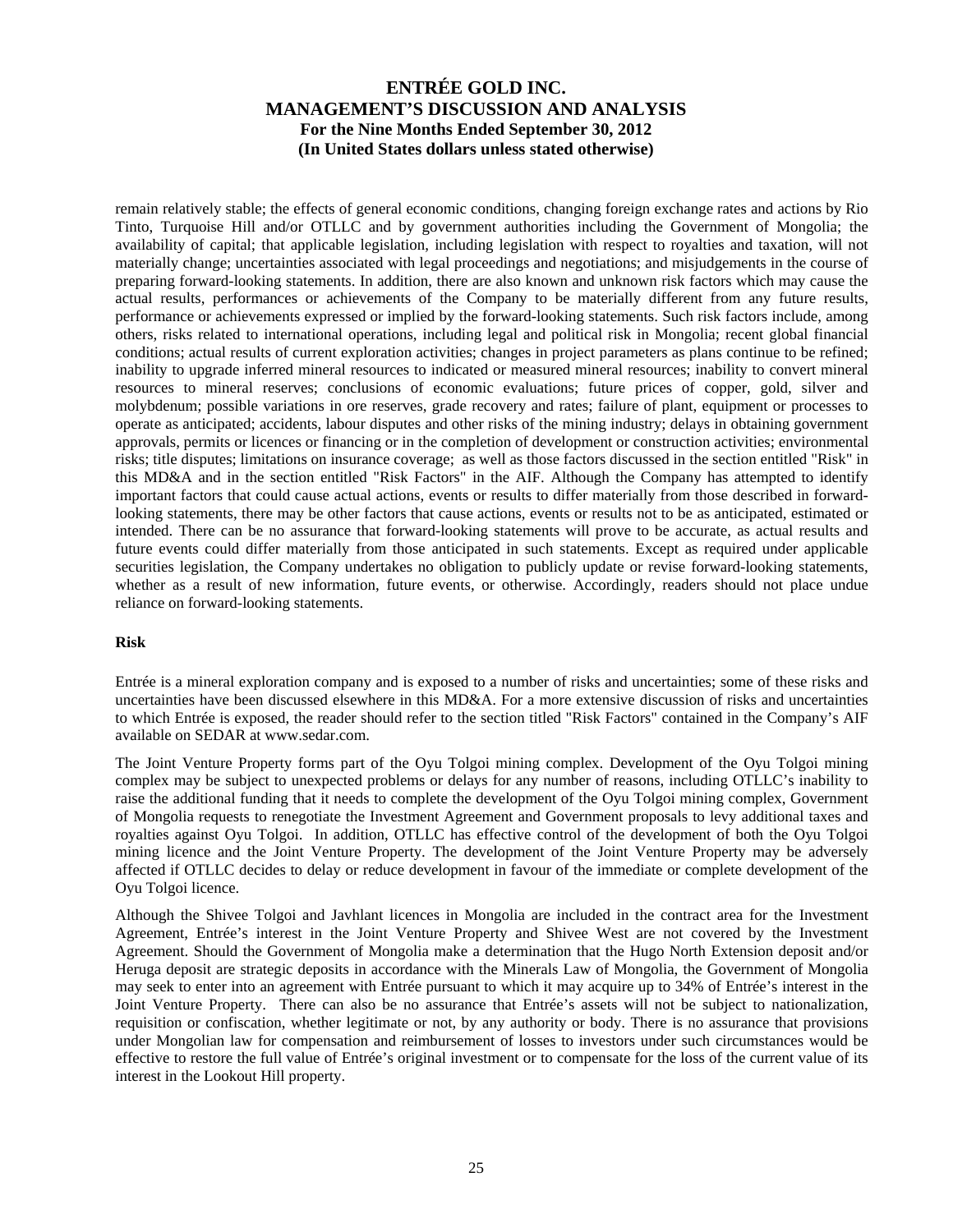remain relatively stable; the effects of general economic conditions, changing foreign exchange rates and actions by Rio Tinto, Turquoise Hill and/or OTLLC and by government authorities including the Government of Mongolia; the availability of capital; that applicable legislation, including legislation with respect to royalties and taxation, will not materially change; uncertainties associated with legal proceedings and negotiations; and misjudgements in the course of preparing forward-looking statements. In addition, there are also known and unknown risk factors which may cause the actual results, performances or achievements of the Company to be materially different from any future results, performance or achievements expressed or implied by the forward-looking statements. Such risk factors include, among others, risks related to international operations, including legal and political risk in Mongolia; recent global financial conditions; actual results of current exploration activities; changes in project parameters as plans continue to be refined; inability to upgrade inferred mineral resources to indicated or measured mineral resources; inability to convert mineral resources to mineral reserves; conclusions of economic evaluations; future prices of copper, gold, silver and molybdenum; possible variations in ore reserves, grade recovery and rates; failure of plant, equipment or processes to operate as anticipated; accidents, labour disputes and other risks of the mining industry; delays in obtaining government approvals, permits or licences or financing or in the completion of development or construction activities; environmental risks; title disputes; limitations on insurance coverage; as well as those factors discussed in the section entitled "Risk" in this MD&A and in the section entitled "Risk Factors" in the AIF. Although the Company has attempted to identify important factors that could cause actual actions, events or results to differ materially from those described in forward-looking statements, there may be other factors that cause actions, events or results not to be as anticipated, estimated or intended. There can be no assurance that forward-looking statements will prove to be accurate, as actual results and future events could differ materially from those anticipated in such statements. Except as required under applicable securities legislation, the Company undertakes no obligation to publicly update or revise forward-looking statements, whether as a result of new information, future events, or otherwise. Accordingly, readers should not place undue reliance on forward-looking statements.

**Risk**

Entrée is a mineral exploration company and is exposed to a number of risks and uncertainties; some of these risks and uncertainties have been discussed elsewhere in this MD&A. For a more extensive discussion of risks and uncertainties to which Entrée is exposed, the reader should refer to the section titled "Risk Factors" contained in the Company's AIF available on SEDAR at www.sedar.com.

The Joint Venture Property forms part of the Oyu Tolgoi mining complex. Development of the Oyu Tolgoi mining complex may be subject to unexpected problems or delays for any number of reasons, including OTLLC's inability to raise the additional funding that it needs to complete the development of the Oyu Tolgoi mining complex, Government of Mongolia requests to renegotiate the Investment Agreement and Government proposals to levy additional taxes and royalties against Oyu Tolgoi. In addition, OTLLC has effective control of the development of both the Oyu Tolgoi mining licence and the Joint Venture Property. The development of the Joint Venture Property may be adversely affected if OTLLC decides to delay or reduce development in favour of the immediate or complete development of the Oyu Tolgoi licence.

Although the Shivee Tolgoi and Javhlant licences in Mongolia are included in the contract area for the Investment Agreement, Entrée's interest in the Joint Venture Property and Shivee West are not covered by the Investment Agreement. Should the Government of Mongolia make a determination that the Hugo North Extension deposit and/or Heruga deposit are strategic deposits in accordance with the Minerals Law of Mongolia, the Government of Mongolia may seek to enter into an agreement with Entrée pursuant to which it may acquire up to 34% of Entrée's interest in the Joint Venture Property. There can also be no assurance that Entrée's assets will not be subject to nationalization, requisition or confiscation, whether legitimate or not, by any authority or body. There is no assurance that provisions under Mongolian law for compensation and reimbursement of losses to investors under such circumstances would be effective to restore the full value of Entrée's original investment or to compensate for the loss of the current value of its interest in the Lookout Hill property.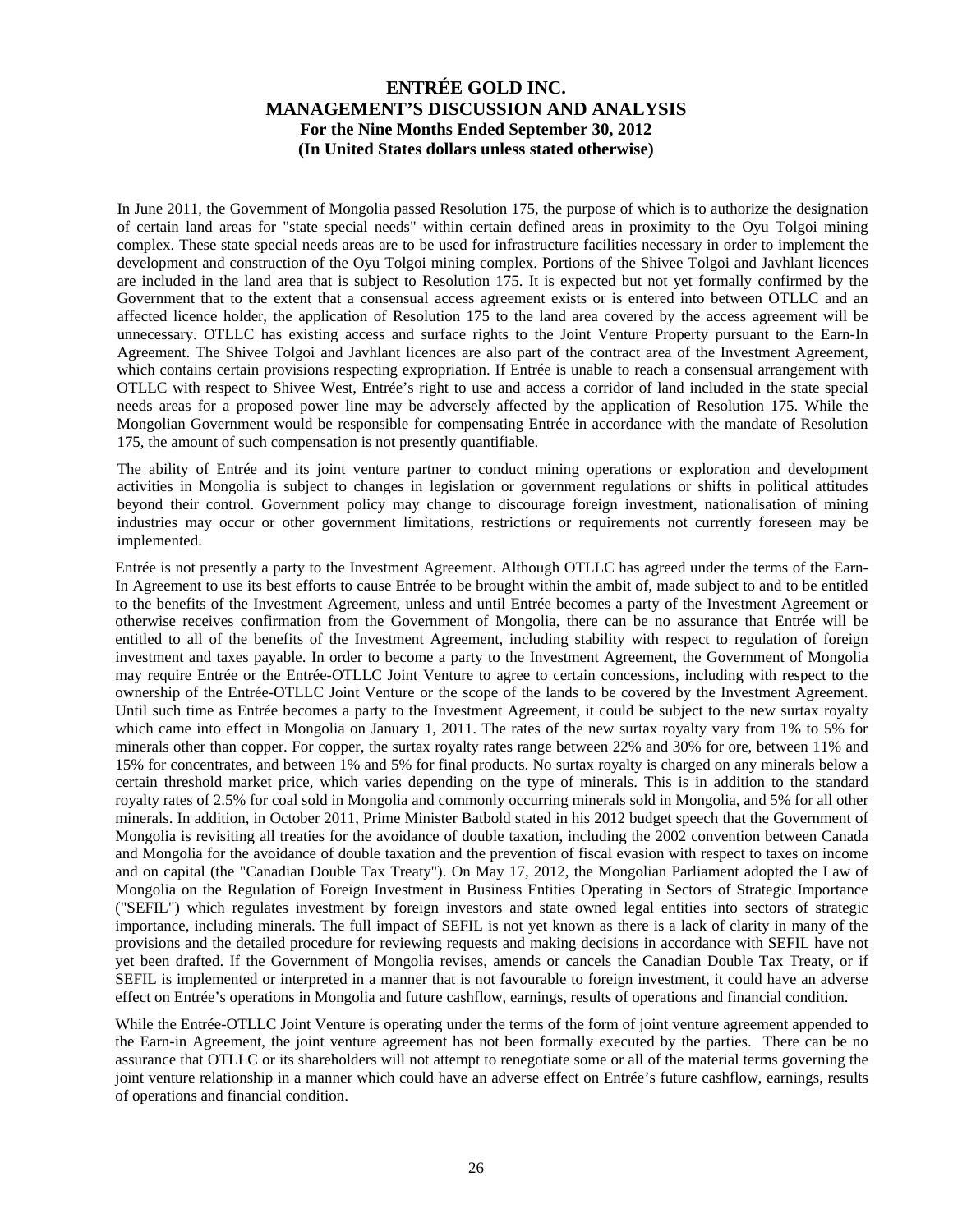In June 2011, the Government of Mongolia passed Resolution 175, the purpose of which is to authorize the designation of certain land areas for "state special needs" within certain defined areas in proximity to the Oyu Tolgoi mining complex. These state special needs areas are to be used for infrastructure facilities necessary in order to implement the development and construction of the Oyu Tolgoi mining complex. Portions of the Shivee Tolgoi and Javhlant licences are included in the land area that is subject to Resolution 175. It is expected but not yet formally confirmed by the Government that to the extent that a consensual access agreement exists or is entered into between OTLLC and an affected licence holder, the application of Resolution 175 to the land area covered by the access agreement will be unnecessary. OTLLC has existing access and surface rights to the Joint Venture Property pursuant to the Earn-In Agreement. The Shivee Tolgoi and Javhlant licences are also part of the contract area of the Investment Agreement, which contains certain provisions respecting expropriation. If Entrée is unable to reach a consensual arrangement with OTLLC with respect to Shivee West, Entrée's right to use and access a corridor of land included in the state special needs areas for a proposed power line may be adversely affected by the application of Resolution 175. While the Mongolian Government would be responsible for compensating Entrée in accordance with the mandate of Resolution 175, the amount of such compensation is not presently quantifiable.

The ability of Entrée and its joint venture partner to conduct mining operations or exploration and development activities in Mongolia is subject to changes in legislation or government regulations or shifts in political attitudes beyond their control. Government policy may change to discourage foreign investment, nationalisation of mining industries may occur or other government limitations, restrictions or requirements not currently foreseen may be implemented.

Entrée is not presently a party to the Investment Agreement. Although OTLLC has agreed under the terms of the Earn-In Agreement to use its best efforts to cause Entrée to be brought within the ambit of, made subject to and to be entitled to the benefits of the Investment Agreement, unless and until Entrée becomes a party of the Investment Agreement or otherwise receives confirmation from the Government of Mongolia, there can be no assurance that Entrée will be entitled to all of the benefits of the Investment Agreement, including stability with respect to regulation of foreign investment and taxes payable. In order to become a party to the Investment Agreement, the Government of Mongolia may require Entrée or the Entrée-OTLLC Joint Venture to agree to certain concessions, including with respect to the ownership of the Entrée-OTLLC Joint Venture or the scope of the lands to be covered by the Investment Agreement. Until such time as Entrée becomes a party to the Investment Agreement, it could be subject to the new surtax royalty which came into effect in Mongolia on January 1, 2011. The rates of the new surtax royalty vary from 1% to 5% for minerals other than copper. For copper, the surtax royalty rates range between 22% and 30% for ore, between 11% and 15% for concentrates, and between 1% and 5% for final products. No surtax royalty is charged on any minerals below a certain threshold market price, which varies depending on the type of minerals. This is in addition to the standard royalty rates of 2.5% for coal sold in Mongolia and commonly occurring minerals sold in Mongolia, and 5% for all other minerals. In addition, in October 2011, Prime Minister Batbold stated in his 2012 budget speech that the Government of Mongolia is revisiting all treaties for the avoidance of double taxation, including the 2002 convention between Canada and Mongolia for the avoidance of double taxation and the prevention of fiscal evasion with respect to taxes on income and on capital (the "Canadian Double Tax Treaty"). On May 17, 2012, the Mongolian Parliament adopted the Law of Mongolia on the Regulation of Foreign Investment in Business Entities Operating in Sectors of Strategic Importance ("SEFIL") which regulates investment by foreign investors and state owned legal entities into sectors of strategic importance, including minerals. The full impact of SEFIL is not yet known as there is a lack of clarity in many of the provisions and the detailed procedure for reviewing requests and making decisions in accordance with SEFIL have not yet been drafted. If the Government of Mongolia revises, amends or cancels the Canadian Double Tax Treaty, or if SEFIL is implemented or interpreted in a manner that is not favourable to foreign investment, it could have an adverse effect on Entrée's operations in Mongolia and future cashflow, earnings, results of operations and financial condition.

While the Entrée-OTLLC Joint Venture is operating under the terms of the form of joint venture agreement appended to the Earn-in Agreement, the joint venture agreement has not been formally executed by the parties. There can be no assurance that OTLLC or its shareholders will not attempt to renegotiate some or all of the material terms governing the joint venture relationship in a manner which could have an adverse effect on Entrée's future cashflow, earnings, results of operations and financial condition.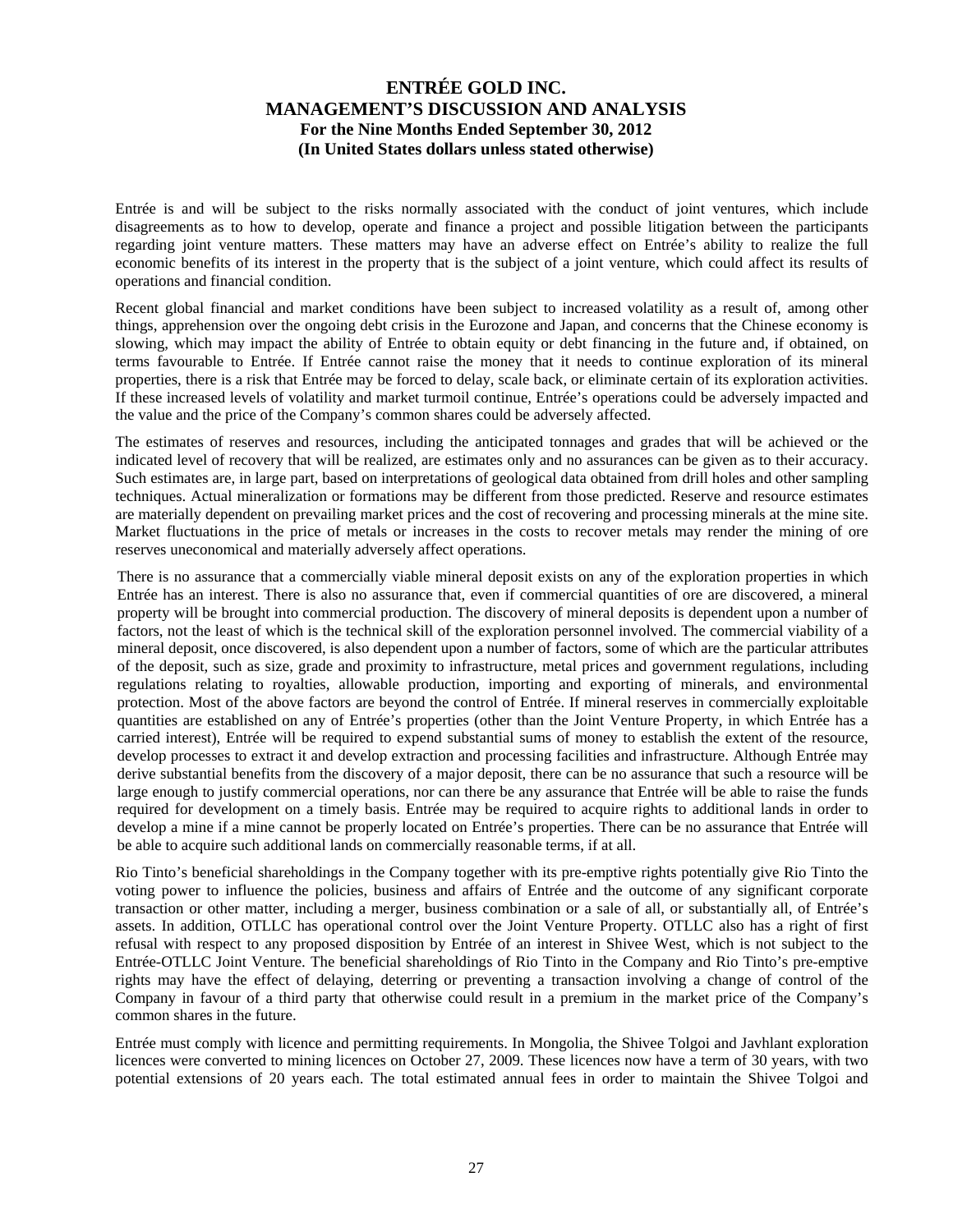Entrée is and will be subject to the risks normally associated with the conduct of joint ventures, which include disagreements as to how to develop, operate and finance a project and possible litigation between the participants regarding joint venture matters. These matters may have an adverse effect on Entrée's ability to realize the full economic benefits of its interest in the property that is the subject of a joint venture, which could affect its results of operations and financial condition.

Recent global financial and market conditions have been subject to increased volatility as a result of, among other things, apprehension over the ongoing debt crisis in the Eurozone and Japan, and concerns that the Chinese economy is slowing, which may impact the ability of Entrée to obtain equity or debt financing in the future and, if obtained, on terms favourable to Entrée. If Entrée cannot raise the money that it needs to continue exploration of its mineral properties, there is a risk that Entrée may be forced to delay, scale back, or eliminate certain of its exploration activities. If these increased levels of volatility and market turmoil continue, Entrée's operations could be adversely impacted and the value and the price of the Company's common shares could be adversely affected.

The estimates of reserves and resources, including the anticipated tonnages and grades that will be achieved or the indicated level of recovery that will be realized, are estimates only and no assurances can be given as to their accuracy. Such estimates are, in large part, based on interpretations of geological data obtained from drill holes and other sampling techniques. Actual mineralization or formations may be different from those predicted. Reserve and resource estimates are materially dependent on prevailing market prices and the cost of recovering and processing minerals at the mine site. Market fluctuations in the price of metals or increases in the costs to recover metals may render the mining of ore reserves uneconomical and materially adversely affect operations.

There is no assurance that a commercially viable mineral deposit exists on any of the exploration properties in which Entrée has an interest. There is also no assurance that, even if commercial quantities of ore are discovered, a mineral property will be brought into commercial production. The discovery of mineral deposits is dependent upon a number of factors, not the least of which is the technical skill of the exploration personnel involved. The commercial viability of a mineral deposit, once discovered, is also dependent upon a number of factors, some of which are the particular attributes of the deposit, such as size, grade and proximity to infrastructure, metal prices and government regulations, including regulations relating to royalties, allowable production, importing and exporting of minerals, and environmental protection. Most of the above factors are beyond the control of Entrée. If mineral reserves in commercially exploitable quantities are established on any of Entrée's properties (other than the Joint Venture Property, in which Entrée has a carried interest), Entrée will be required to expend substantial sums of money to establish the extent of the resource, develop processes to extract it and develop extraction and processing facilities and infrastructure. Although Entrée may derive substantial benefits from the discovery of a major deposit, there can be no assurance that such a resource will be large enough to justify commercial operations, nor can there be any assurance that Entrée will be able to raise the funds required for development on a timely basis. Entrée may be required to acquire rights to additional lands in order to develop a mine if a mine cannot be properly located on Entrée's properties. There can be no assurance that Entrée will be able to acquire such additional lands on commercially reasonable terms, if at all.

Rio Tinto's beneficial shareholdings in the Company together with its pre-emptive rights potentially give Rio Tinto the voting power to influence the policies, business and affairs of Entrée and the outcome of any significant corporate transaction or other matter, including a merger, business combination or a sale of all, or substantially all, of Entrée's assets. In addition, OTLLC has operational control over the Joint Venture Property. OTLLC also has a right of first refusal with respect to any proposed disposition by Entrée of an interest in Shivee West, which is not subject to the Entrée-OTLLC Joint Venture. The beneficial shareholdings of Rio Tinto in the Company and Rio Tinto's pre-emptive rights may have the effect of delaying, deterring or preventing a transaction involving a change of control of the Company in favour of a third party that otherwise could result in a premium in the market price of the Company's common shares in the future.

Entrée must comply with licence and permitting requirements. In Mongolia, the Shivee Tolgoi and Javhlant exploration licences were converted to mining licences on October 27, 2009. These licences now have a term of 30 years, with two potential extensions of 20 years each. The total estimated annual fees in order to maintain the Shivee Tolgoi and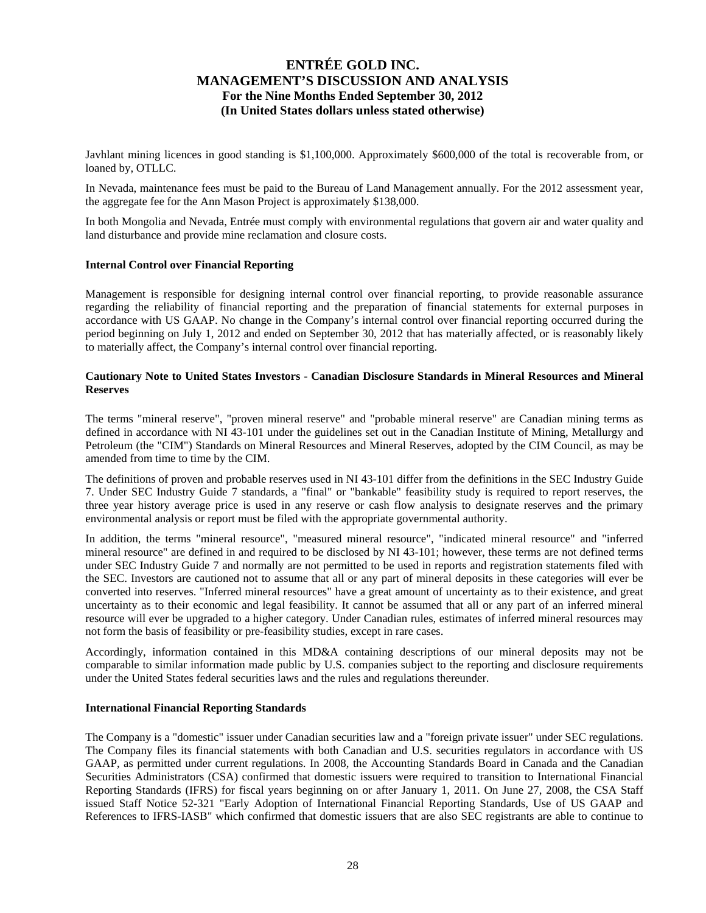Javhlant mining licences in good standing is $1,100,000. Approximately $600,000 of the total is recoverable from, or loaned by, OTLLC.

In Nevada, maintenance fees must be paid to the Bureau of Land Management annually. For the 2012 assessment year, the aggregate fee for the Ann Mason Project is approximately $138,000.

In both Mongolia and Nevada, Entrée must comply with environmental regulations that govern air and water quality and land disturbance and provide mine reclamation and closure costs.

**Internal Control over Financial Reporting**

Management is responsible for designing internal control over financial reporting, to provide reasonable assurance regarding the reliability of financial reporting and the preparation of financial statements for external purposes in accordance with US GAAP. No change in the Company's internal control over financial reporting occurred during the period beginning on July 1, 2012 and ended on September 30, 2012 that has materially affected, or is reasonably likely to materially affect, the Company's internal control over financial reporting.

**Cautionary Note to United States Investors - Canadian Disclosure Standards in Mineral Resources and Mineral Reserves**

The terms "mineral reserve", "proven mineral reserve" and "probable mineral reserve" are Canadian mining terms as defined in accordance with NI 43-101 under the guidelines set out in the Canadian Institute of Mining, Metallurgy and Petroleum (the "CIM") Standards on Mineral Resources and Mineral Reserves, adopted by the CIM Council, as may be amended from time to time by the CIM.

The definitions of proven and probable reserves used in NI 43-101 differ from the definitions in the SEC Industry Guide 7. Under SEC Industry Guide 7 standards, a "final" or "bankable" feasibility study is required to report reserves, the three year history average price is used in any reserve or cash flow analysis to designate reserves and the primary environmental analysis or report must be filed with the appropriate governmental authority.

In addition, the terms "mineral resource", "measured mineral resource", "indicated mineral resource" and "inferred mineral resource" are defined in and required to be disclosed by NI 43-101; however, these terms are not defined terms under SEC Industry Guide 7 and normally are not permitted to be used in reports and registration statements filed with the SEC. Investors are cautioned not to assume that all or any part of mineral deposits in these categories will ever be converted into reserves. "Inferred mineral resources" have a great amount of uncertainty as to their existence, and great uncertainty as to their economic and legal feasibility. It cannot be assumed that all or any part of an inferred mineral resource will ever be upgraded to a higher category. Under Canadian rules, estimates of inferred mineral resources may not form the basis of feasibility or pre-feasibility studies, except in rare cases.

Accordingly, information contained in this MD&A containing descriptions of our mineral deposits may not be comparable to similar information made public by U.S. companies subject to the reporting and disclosure requirements under the United States federal securities laws and the rules and regulations thereunder.

**International Financial Reporting Standards**

The Company is a "domestic" issuer under Canadian securities law and a "foreign private issuer" under SEC regulations. The Company files its financial statements with both Canadian and U.S. securities regulators in accordance with US GAAP, as permitted under current regulations. In 2008, the Accounting Standards Board in Canada and the Canadian Securities Administrators (CSA) confirmed that domestic issuers were required to transition to International Financial Reporting Standards (IFRS) for fiscal years beginning on or after January 1, 2011. On June 27, 2008, the CSA Staff issued Staff Notice 52-321 "Early Adoption of International Financial Reporting Standards, Use of US GAAP and References to IFRS-IASB" which confirmed that domestic issuers that are also SEC registrants are able to continue to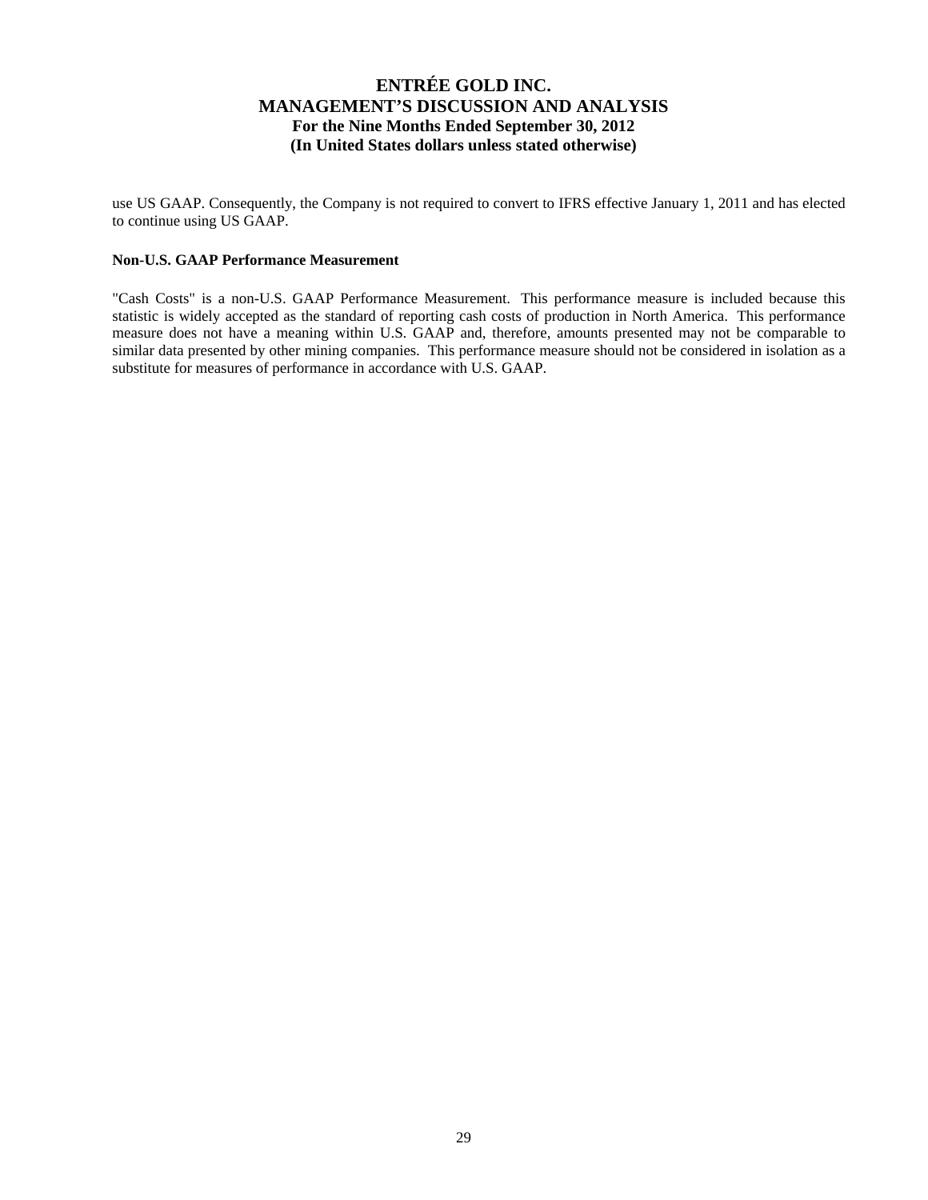use US GAAP. Consequently, the Company is not required to convert to IFRS effective January 1, 2011 and has elected to continue using US GAAP.

**Non-U.S. GAAP Performance Measurement**

"Cash Costs" is a non-U.S. GAAP Performance Measurement. This performance measure is included because this statistic is widely accepted as the standard of reporting cash costs of production in North America. This performance measure does not have a meaning within U.S. GAAP and, therefore, amounts presented may not be comparable to similar data presented by other mining companies. This performance measure should not be considered in isolation as a substitute for measures of performance in accordance with U.S. GAAP.